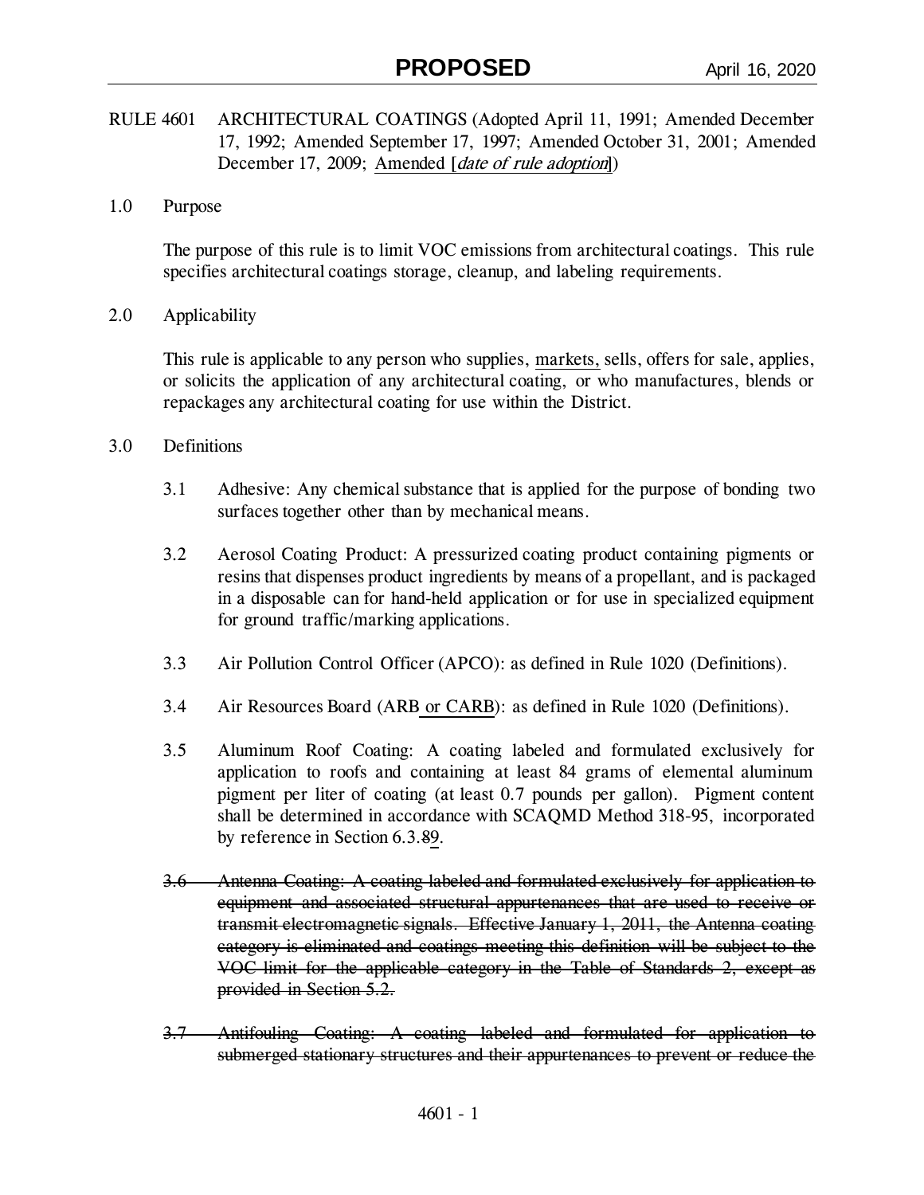RULE 4601 ARCHITECTURAL COATINGS (Adopted April 11, 1991; Amended December 17, 1992; Amended September 17, 1997; Amended October 31, 2001; Amended December 17, 2009; <u>Amended [*date of rule adoption*]</u>)

## 1.0 Purpose

The purpose of this rule is to limit VOC emissions from architectural coatings. This rule specifies architectural coatings storage, cleanup, and labeling requirements.

## 2.0 Applicability

This rule is applicable to any person who supplies, <u>markets,</u> sells, offers for sale, applies, or solicits the application of any architectural coating, or who manufactures, blends or repackages any architectural coating for use within the District.

## 3.0 Definitions

3.1 Adhesive: Any chemical substance that is applied for the purpose of bonding two surfaces together other than by mechanical means.

3.2 Aerosol Coating Product: A pressurized coating product containing pigments or resins that dispenses product ingredients by means of a propellant, and is packaged in a disposable can for hand-held application or for use in specialized equipment for ground traffic/marking applications.

3.3 Air Pollution Control Officer (APCO): as defined in Rule 1020 (Definitions).

3.4 Air Resources Board (ARB<u> or CARB</u>): as defined in Rule 1020 (Definitions).

3.5 Aluminum Roof Coating: A coating labeled and formulated exclusively for application to roofs and containing at least 84 grams of elemental aluminum pigment per liter of coating (at least 0.7 pounds per gallon). Pigment content shall be determined in accordance with SCAQMD Method 318-95, incorporated by reference in Section 6.3.~~8~~<u>9</u>.

~~3.6 Antenna Coating: A coating labeled and formulated exclusively for application to equipment and associated structural appurtenances that are used to receive or transmit electromagnetic signals. Effective January 1, 2011, the Antenna coating category is eliminated and coatings meeting this definition will be subject to the VOC limit for the applicable category in the Table of Standards 2, except as provided in Section 5.2.~~

~~3.7 Antifouling Coating: A coating labeled and formulated for application to submerged stationary structures and their appurtenances to prevent or reduce the~~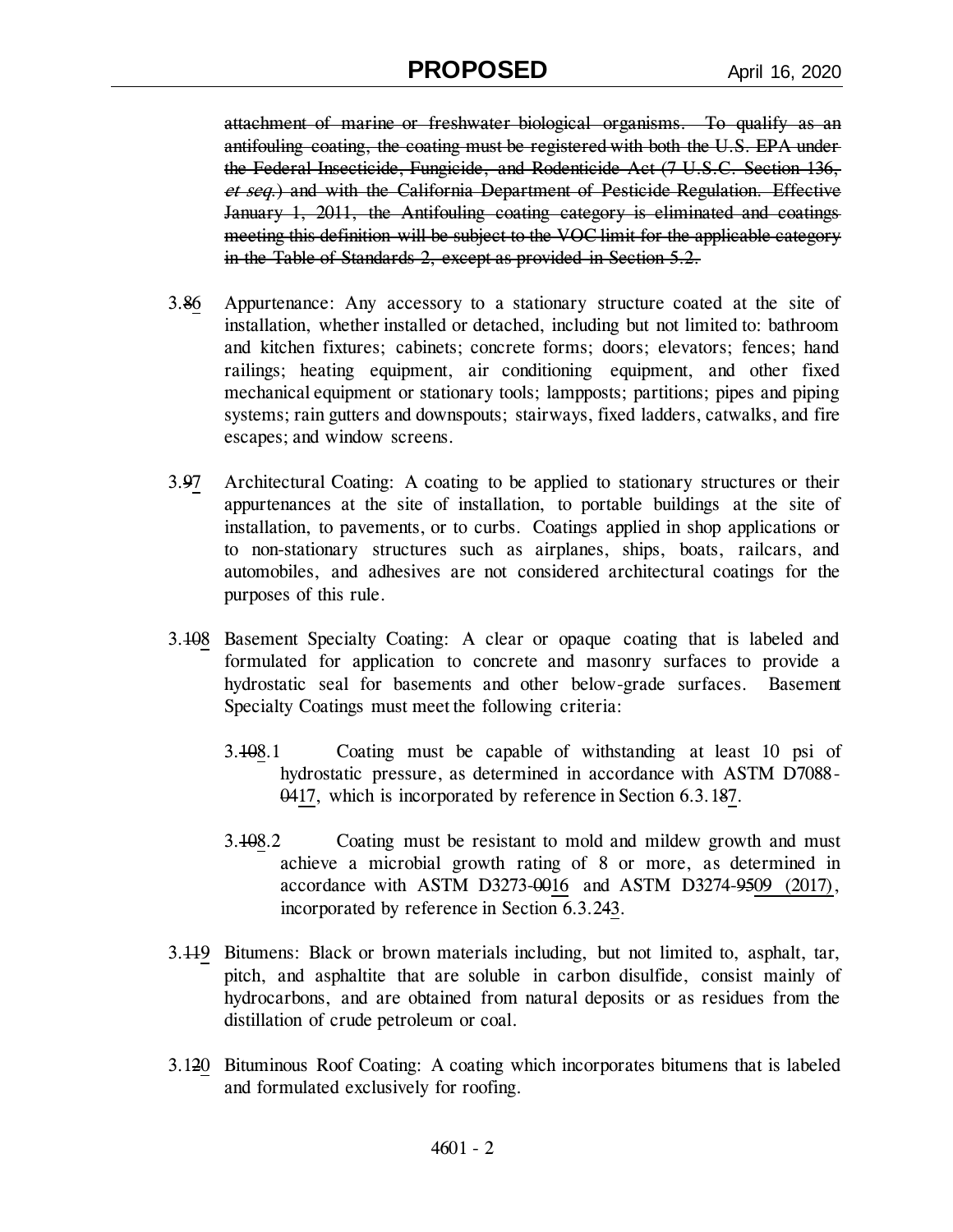~~attachment of marine or freshwater biological organisms. To qualify as an antifouling coating, the coating must be registered with both the U.S. EPA under the Federal Insecticide, Fungicide, and Rodenticide Act (7 U.S.C. Section 136, *et seq.*) and with the California Department of Pesticide Regulation. Effective January 1, 2011, the Antifouling coating category is eliminated and coatings meeting this definition will be subject to the VOC limit for the applicable category in the Table of Standards 2, except as provided in Section 5.2.~~

3.~~8~~<u>6</u> Appurtenance: Any accessory to a stationary structure coated at the site of installation, whether installed or detached, including but not limited to: bathroom and kitchen fixtures; cabinets; concrete forms; doors; elevators; fences; hand railings; heating equipment, air conditioning equipment, and other fixed mechanical equipment or stationary tools; lampposts; partitions; pipes and piping systems; rain gutters and downspouts; stairways, fixed ladders, catwalks, and fire escapes; and window screens.

3.~~9~~<u>7</u> Architectural Coating: A coating to be applied to stationary structures or their appurtenances at the site of installation, to portable buildings at the site of installation, to pavements, or to curbs. Coatings applied in shop applications or to non-stationary structures such as airplanes, ships, boats, railcars, and automobiles, and adhesives are not considered architectural coatings for the purposes of this rule.

3.~~10~~<u>8</u> Basement Specialty Coating: A clear or opaque coating that is labeled and formulated for application to concrete and masonry surfaces to provide a hydrostatic seal for basements and other below-grade surfaces. Basement Specialty Coatings must meet the following criteria:

3.~~10~~<u>8</u>.1 Coating must be capable of withstanding at least 10 psi of hydrostatic pressure, as determined in accordance with ASTM D7088-~~04~~<u>17</u>, which is incorporated by reference in Section 6.3.1~~8~~<u>7</u>.

3.~~10~~<u>8</u>.2 Coating must be resistant to mold and mildew growth and must achieve a microbial growth rating of 8 or more, as determined in accordance with ASTM D3273-~~00~~<u>16</u> and ASTM D3274-~~95~~<u>09 (2017)</u>, incorporated by reference in Section 6.3.2~~4~~<u>3</u>.

3.~~11~~<u>9</u> Bitumens: Black or brown materials including, but not limited to, asphalt, tar, pitch, and asphaltite that are soluble in carbon disulfide, consist mainly of hydrocarbons, and are obtained from natural deposits or as residues from the distillation of crude petroleum or coal.

3.1~~2~~<u>0</u> Bituminous Roof Coating: A coating which incorporates bitumens that is labeled and formulated exclusively for roofing.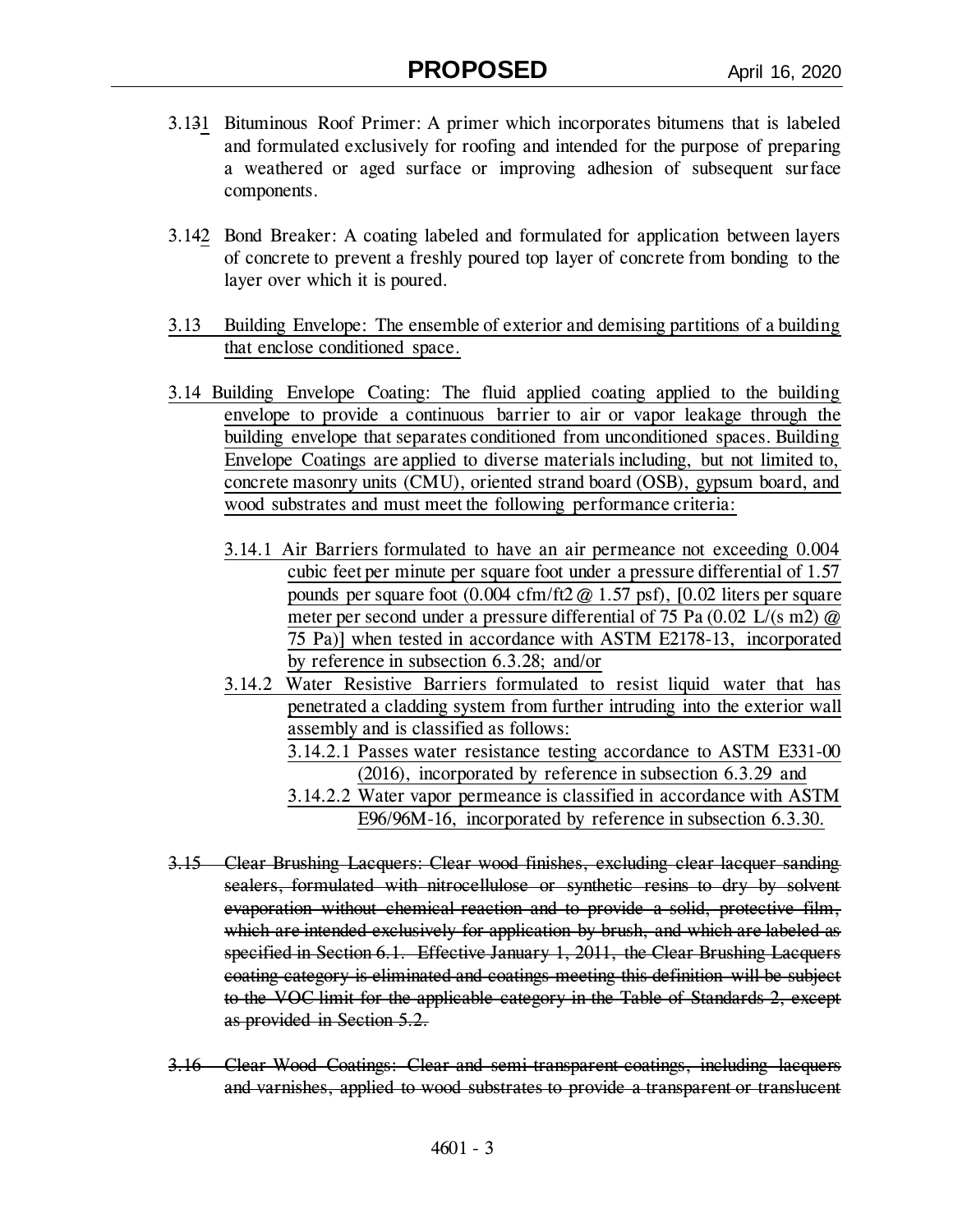3.1~~3~~1 Bituminous Roof Primer: A primer which incorporates bitumens that is labeled and formulated exclusively for roofing and intended for the purpose of preparing a weathered or aged surface or improving adhesion of subsequent surface components.

3.1~~4~~2 Bond Breaker: A coating labeled and formulated for application between layers of concrete to prevent a freshly poured top layer of concrete from bonding to the layer over which it is poured.

3.13 Building Envelope: The ensemble of exterior and demising partitions of a building that enclose conditioned space.

3.14 Building Envelope Coating: The fluid applied coating applied to the building envelope to provide a continuous barrier to air or vapor leakage through the building envelope that separates conditioned from unconditioned spaces. Building Envelope Coatings are applied to diverse materials including, but not limited to, concrete masonry units (CMU), oriented strand board (OSB), gypsum board, and wood substrates and must meet the following performance criteria:

- 3.14.1 Air Barriers formulated to have an air permeance not exceeding 0.004 cubic feet per minute per square foot under a pressure differential of 1.57 pounds per square foot (0.004 cfm/ft2 @ 1.57 psf), [0.02 liters per square meter per second under a pressure differential of 75 Pa (0.02 L/(s m2) @ 75 Pa)] when tested in accordance with ASTM E2178-13, incorporated by reference in subsection 6.3.28; and/or
- 3.14.2 Water Resistive Barriers formulated to resist liquid water that has penetrated a cladding system from further intruding into the exterior wall assembly and is classified as follows:
  - 3.14.2.1 Passes water resistance testing accordance to ASTM E331-00 (2016), incorporated by reference in subsection 6.3.29 and
  - 3.14.2.2 Water vapor permeance is classified in accordance with ASTM E96/96M-16, incorporated by reference in subsection 6.3.30.

~~3.15 Clear Brushing Lacquers: Clear wood finishes, excluding clear lacquer sanding sealers, formulated with nitrocellulose or synthetic resins to dry by solvent evaporation without chemical reaction and to provide a solid, protective film, which are intended exclusively for application by brush, and which are labeled as specified in Section 6.1. Effective January 1, 2011, the Clear Brushing Lacquers coating category is eliminated and coatings meeting this definition will be subject to the VOC limit for the applicable category in the Table of Standards 2, except as provided in Section 5.2.~~

~~3.16 Clear Wood Coatings: Clear and semi-transparent coatings, including lacquers and varnishes, applied to wood substrates to provide a transparent or translucent~~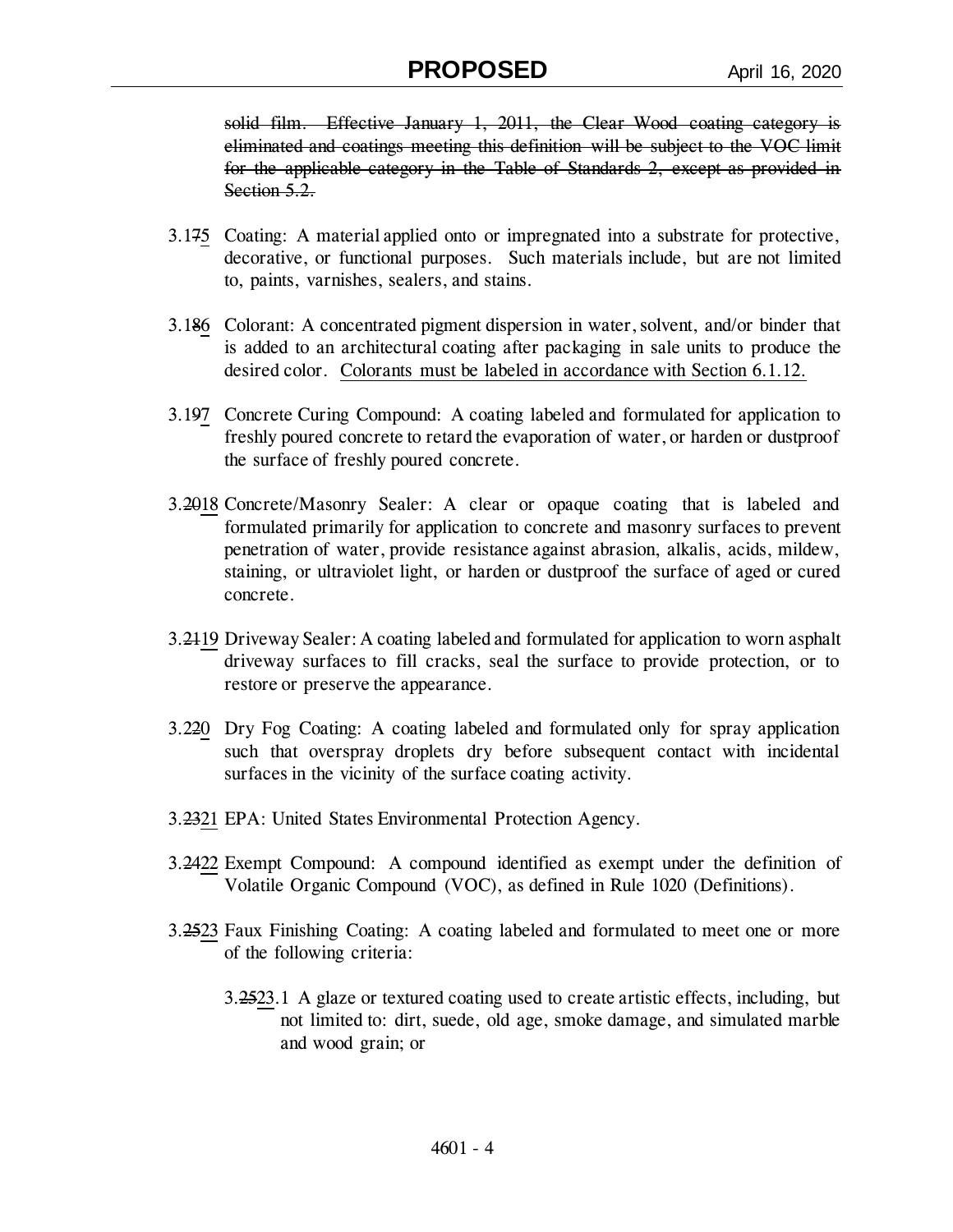~~solid film. Effective January 1, 2011, the Clear Wood coating category is eliminated and coatings meeting this definition will be subject to the VOC limit for the applicable category in the Table of Standards 2, except as provided in Section 5.2.~~

3.1~~7~~5 Coating: A material applied onto or impregnated into a substrate for protective, decorative, or functional purposes. Such materials include, but are not limited to, paints, varnishes, sealers, and stains.

3.1~~8~~6 Colorant: A concentrated pigment dispersion in water, solvent, and/or binder that is added to an architectural coating after packaging in sale units to produce the desired color. <u>Colorants must be labeled in accordance with Section 6.1.12.</u>

3.1~~9~~7 Concrete Curing Compound: A coating labeled and formulated for application to freshly poured concrete to retard the evaporation of water, or harden or dustproof the surface of freshly poured concrete.

3.~~20~~18 Concrete/Masonry Sealer: A clear or opaque coating that is labeled and formulated primarily for application to concrete and masonry surfaces to prevent penetration of water, provide resistance against abrasion, alkalis, acids, mildew, staining, or ultraviolet light, or harden or dustproof the surface of aged or cured concrete.

3.~~21~~19 Driveway Sealer: A coating labeled and formulated for application to worn asphalt driveway surfaces to fill cracks, seal the surface to provide protection, or to restore or preserve the appearance.

3.2~~2~~0 Dry Fog Coating: A coating labeled and formulated only for spray application such that overspray droplets dry before subsequent contact with incidental surfaces in the vicinity of the surface coating activity.

3.~~23~~21 EPA: United States Environmental Protection Agency.

3.~~24~~22 Exempt Compound: A compound identified as exempt under the definition of Volatile Organic Compound (VOC), as defined in Rule 1020 (Definitions).

3.~~25~~23 Faux Finishing Coating: A coating labeled and formulated to meet one or more of the following criteria:

3.~~25~~23.1 A glaze or textured coating used to create artistic effects, including, but not limited to: dirt, suede, old age, smoke damage, and simulated marble and wood grain; or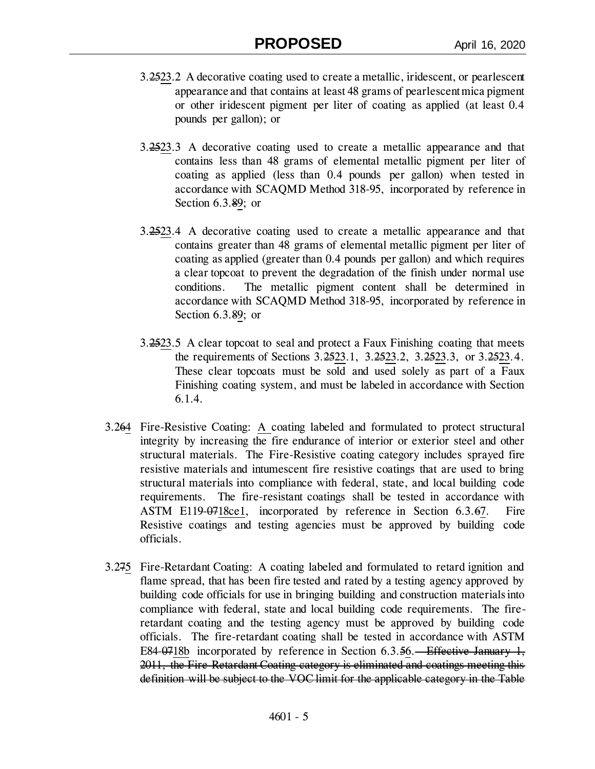3.~~25~~<u>23</u>.2 A decorative coating used to create a metallic, iridescent, or pearlescent appearance and that contains at least 48 grams of pearlescent mica pigment or other iridescent pigment per liter of coating as applied (at least 0.4 pounds per gallon); or

3.~~25~~<u>23</u>.3 A decorative coating used to create a metallic appearance and that contains less than 48 grams of elemental metallic pigment per liter of coating as applied (less than 0.4 pounds per gallon) when tested in accordance with SCAQMD Method 318-95, incorporated by reference in Section 6.3.~~8~~<u>9</u>; or

3.~~25~~<u>23</u>.4 A decorative coating used to create a metallic appearance and that contains greater than 48 grams of elemental metallic pigment per liter of coating as applied (greater than 0.4 pounds per gallon) and which requires a clear topcoat to prevent the degradation of the finish under normal use conditions. The metallic pigment content shall be determined in accordance with SCAQMD Method 318-95, incorporated by reference in Section 6.3.~~8~~<u>9</u>; or

3.~~25~~<u>23</u>.5 A clear topcoat to seal and protect a Faux Finishing coating that meets the requirements of Sections 3.~~25~~<u>23</u>.1, 3.~~25~~<u>23</u>.2, 3.~~25~~<u>23</u>.3, or 3.~~25~~<u>23</u>.4. These clear topcoats must be sold and used solely as part of a Faux Finishing coating system, and must be labeled in accordance with Section 6.1.4.

3.2~~6~~<u>4</u> Fire-Resistive Coating: <u>A</u> coating labeled and formulated to protect structural integrity by increasing the fire endurance of interior or exterior steel and other structural materials. The Fire-Resistive coating category includes sprayed fire resistive materials and intumescent fire resistive coatings that are used to bring structural materials into compliance with federal, state, and local building code requirements. The fire-resistant coatings shall be tested in accordance with ASTM E119-~~07~~<u>18ce1</u>, incorporated by reference in Section 6.3.~~6~~<u>7</u>. Fire Resistive coatings and testing agencies must be approved by building code officials.

3.2~~7~~<u>5</u> Fire-Retardant Coating: A coating labeled and formulated to retard ignition and flame spread, that has been fire tested and rated by a testing agency approved by building code officials for use in bringing building and construction materials into compliance with federal, state and local building code requirements. The fire-retardant coating and the testing agency must be approved by building code officials. The fire-retardant coating shall be tested in accordance with ASTM E84-~~07~~<u>18b</u> incorporated by reference in Section 6.3.~~5~~<u>6</u>. ~~Effective January 1, 2011, the Fire-Retardant Coating category is eliminated and coatings meeting this definition will be subject to the VOC limit for the applicable category in the Table~~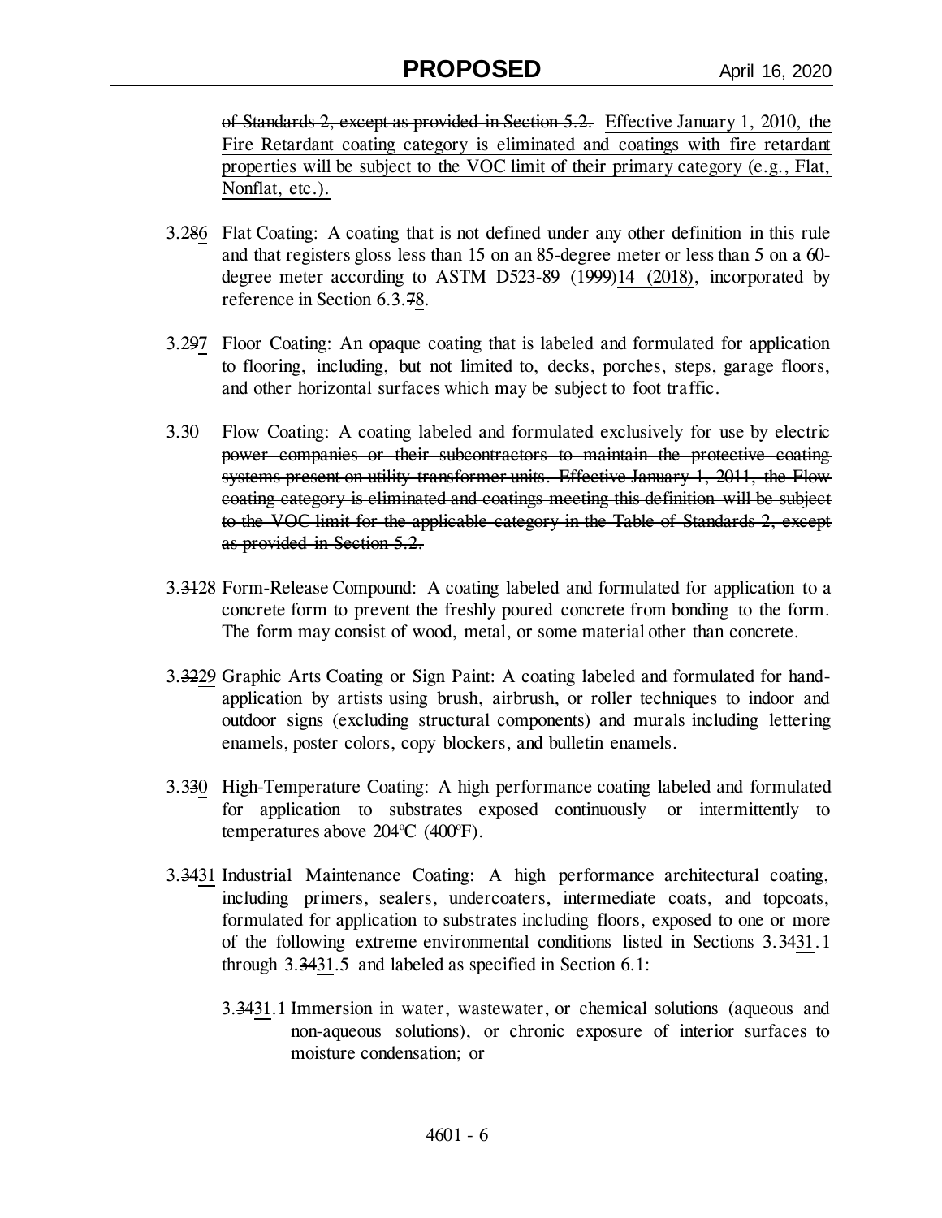~~of Standards 2, except as provided in Section 5.2.~~ <u>Effective January 1, 2010, the Fire Retardant coating category is eliminated and coatings with fire retardant properties will be subject to the VOC limit of their primary category (e.g., Flat, Nonflat, etc.).</u>

3.2~~8~~<u>6</u> Flat Coating: A coating that is not defined under any other definition in this rule and that registers gloss less than 15 on an 85-degree meter or less than 5 on a 60-degree meter according to ASTM D523-~~89 (1999)~~<u>14 (2018)</u>, incorporated by reference in Section 6.3.~~7~~<u>8</u>.

3.2~~9~~<u>7</u> Floor Coating: An opaque coating that is labeled and formulated for application to flooring, including, but not limited to, decks, porches, steps, garage floors, and other horizontal surfaces which may be subject to foot traffic.

~~3.30 Flow Coating: A coating labeled and formulated exclusively for use by electric power companies or their subcontractors to maintain the protective coating systems present on utility transformer units. Effective January 1, 2011, the Flow coating category is eliminated and coatings meeting this definition will be subject to the VOC limit for the applicable category in the Table of Standards 2, except as provided in Section 5.2.~~

3.~~31~~<u>28</u> Form-Release Compound: A coating labeled and formulated for application to a concrete form to prevent the freshly poured concrete from bonding to the form. The form may consist of wood, metal, or some material other than concrete.

3.~~32~~<u>29</u> Graphic Arts Coating or Sign Paint: A coating labeled and formulated for hand-application by artists using brush, airbrush, or roller techniques to indoor and outdoor signs (excluding structural components) and murals including lettering enamels, poster colors, copy blockers, and bulletin enamels.

3.3~~3~~<u>0</u> High-Temperature Coating: A high performance coating labeled and formulated for application to substrates exposed continuously or intermittently to temperatures above 204ºC (400ºF).

3.~~34~~<u>31</u> Industrial Maintenance Coating: A high performance architectural coating, including primers, sealers, undercoaters, intermediate coats, and topcoats, formulated for application to substrates including floors, exposed to one or more of the following extreme environmental conditions listed in Sections 3.~~34~~<u>31</u>.1 through 3.~~34~~<u>31</u>.5 and labeled as specified in Section 6.1:

3.~~34~~<u>31</u>.1 Immersion in water, wastewater, or chemical solutions (aqueous and non-aqueous solutions), or chronic exposure of interior surfaces to moisture condensation; or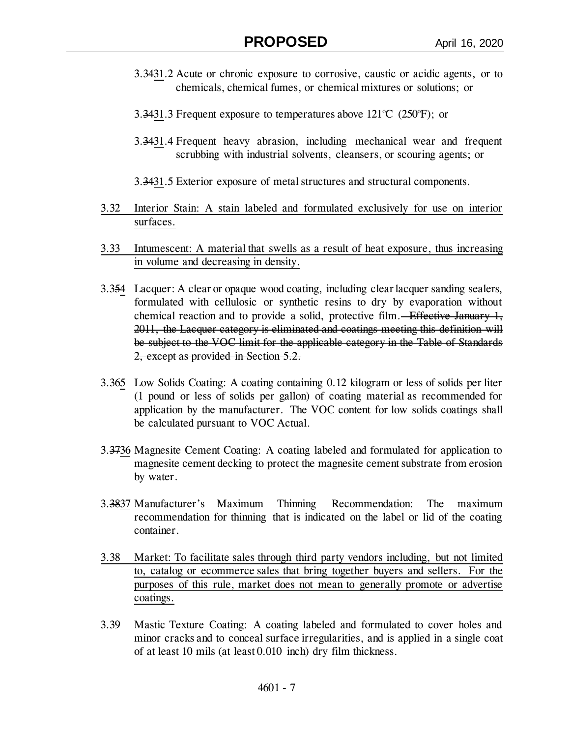3.~~34~~31.2 Acute or chronic exposure to corrosive, caustic or acidic agents, or to chemicals, chemical fumes, or chemical mixtures or solutions; or

3.~~34~~31.3 Frequent exposure to temperatures above 121ºC (250ºF); or

3.~~34~~31.4 Frequent heavy abrasion, including mechanical wear and frequent scrubbing with industrial solvents, cleansers, or scouring agents; or

3.~~34~~31.5 Exterior exposure of metal structures and structural components.

<u>3.32 Interior Stain: A stain labeled and formulated exclusively for use on interior surfaces.</u>

<u>3.33 Intumescent: A material that swells as a result of heat exposure, thus increasing in volume and decreasing in density.</u>

3.3~~5~~4 Lacquer: A clear or opaque wood coating, including clear lacquer sanding sealers, formulated with cellulosic or synthetic resins to dry by evaporation without chemical reaction and to provide a solid, protective film. ~~Effective January 1, 2011, the Lacquer category is eliminated and coatings meeting this definition will be subject to the VOC limit for the applicable category in the Table of Standards 2, except as provided in Section 5.2.~~

3.3~~6~~5 Low Solids Coating: A coating containing 0.12 kilogram or less of solids per liter (1 pound or less of solids per gallon) of coating material as recommended for application by the manufacturer. The VOC content for low solids coatings shall be calculated pursuant to VOC Actual.

3.~~37~~36 Magnesite Cement Coating: A coating labeled and formulated for application to magnesite cement decking to protect the magnesite cement substrate from erosion by water.

3.~~38~~37 Manufacturer's Maximum Thinning Recommendation: The maximum recommendation for thinning that is indicated on the label or lid of the coating container.

<u>3.38 Market: To facilitate sales through third party vendors including, but not limited to, catalog or ecommerce sales that bring together buyers and sellers. For the purposes of this rule, market does not mean to generally promote or advertise coatings.</u>

3.39 Mastic Texture Coating: A coating labeled and formulated to cover holes and minor cracks and to conceal surface irregularities, and is applied in a single coat of at least 10 mils (at least 0.010 inch) dry film thickness.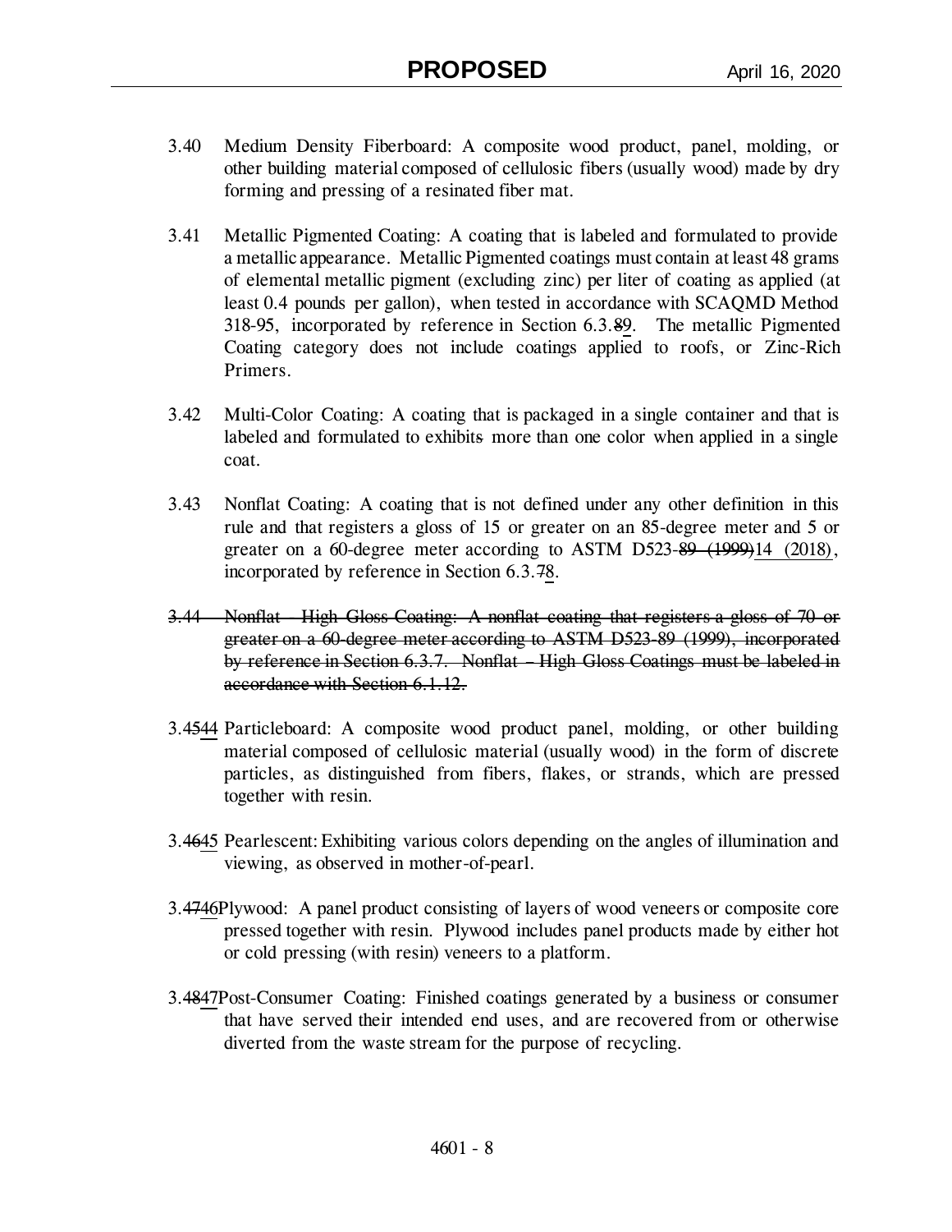3.40 Medium Density Fiberboard: A composite wood product, panel, molding, or other building material composed of cellulosic fibers (usually wood) made by dry forming and pressing of a resinated fiber mat.

3.41 Metallic Pigmented Coating: A coating that is labeled and formulated to provide a metallic appearance. Metallic Pigmented coatings must contain at least 48 grams of elemental metallic pigment (excluding zinc) per liter of coating as applied (at least 0.4 pounds per gallon), when tested in accordance with SCAQMD Method 318-95, incorporated by reference in Section 6.3.~~8~~9. The metallic Pigmented Coating category does not include coatings applied to roofs, or Zinc-Rich Primers.

3.42 Multi-Color Coating: A coating that is packaged in a single container and that is labeled and formulated to exhibits more than one color when applied in a single coat.

3.43 Nonflat Coating: A coating that is not defined under any other definition in this rule and that registers a gloss of 15 or greater on an 85-degree meter and 5 or greater on a 60-degree meter according to ASTM D523-~~89 (1999)~~14 (2018), incorporated by reference in Section 6.3.~~7~~8.

~~3.44 Nonflat – High Gloss Coating: A nonflat coating that registers a gloss of 70 or greater on a 60-degree meter according to ASTM D523-89 (1999), incorporated by reference in Section 6.3.7. Nonflat – High Gloss Coatings must be labeled in accordance with Section 6.1.12.~~

3.~~45~~44 Particleboard: A composite wood product panel, molding, or other building material composed of cellulosic material (usually wood) in the form of discrete particles, as distinguished from fibers, flakes, or strands, which are pressed together with resin.

3.~~46~~45 Pearlescent: Exhibiting various colors depending on the angles of illumination and viewing, as observed in mother-of-pearl.

3.~~47~~46 Plywood: A panel product consisting of layers of wood veneers or composite core pressed together with resin. Plywood includes panel products made by either hot or cold pressing (with resin) veneers to a platform.

3.~~48~~47 Post-Consumer Coating: Finished coatings generated by a business or consumer that have served their intended end uses, and are recovered from or otherwise diverted from the waste stream for the purpose of recycling.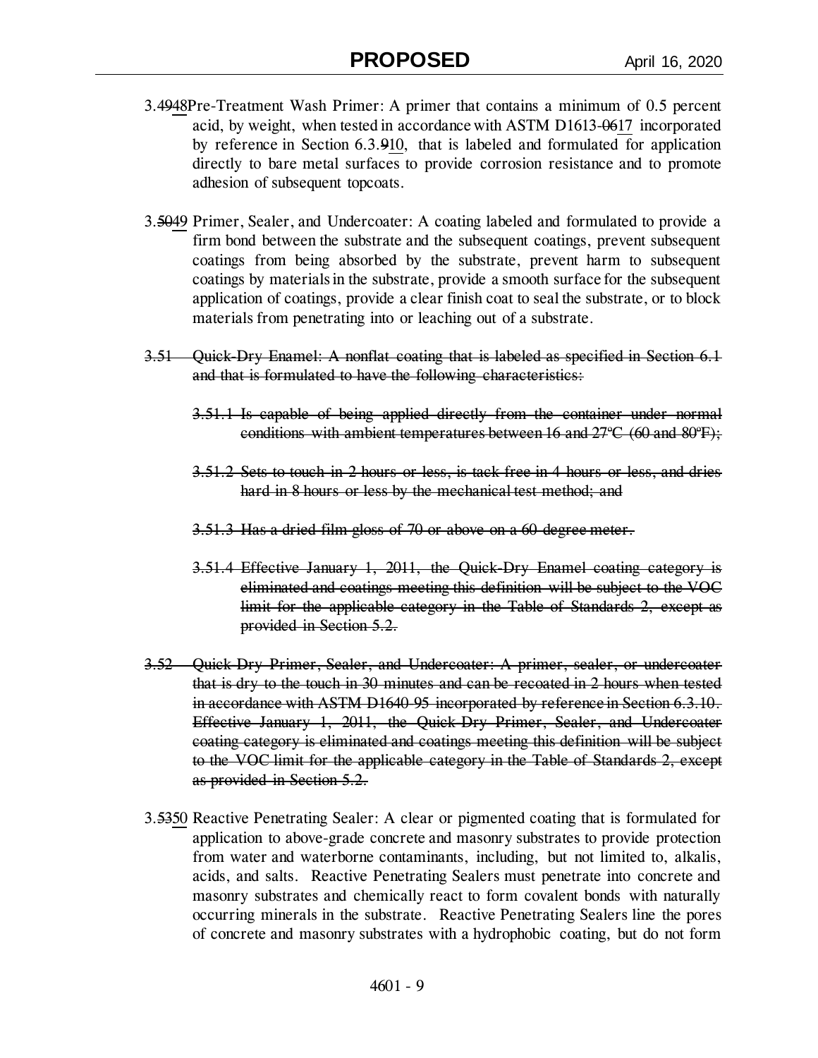3.~~49~~48 Pre-Treatment Wash Primer: A primer that contains a minimum of 0.5 percent acid, by weight, when tested in accordance with ASTM D1613-~~06~~17 incorporated by reference in Section 6.3.~~9~~10, that is labeled and formulated for application directly to bare metal surfaces to provide corrosion resistance and to promote adhesion of subsequent topcoats.

3.~~50~~49 Primer, Sealer, and Undercoater: A coating labeled and formulated to provide a firm bond between the substrate and the subsequent coatings, prevent subsequent coatings from being absorbed by the substrate, prevent harm to subsequent coatings by materials in the substrate, provide a smooth surface for the subsequent application of coatings, provide a clear finish coat to seal the substrate, or to block materials from penetrating into or leaching out of a substrate.

~~3.51 Quick-Dry Enamel: A nonflat coating that is labeled as specified in Section 6.1 and that is formulated to have the following characteristics:~~

~~3.51.1 Is capable of being applied directly from the container under normal conditions with ambient temperatures between 16 and 27ºC (60 and 80ºF);~~

~~3.51.2 Sets to touch in 2 hours or less, is tack free in 4 hours or less, and dries hard in 8 hours or less by the mechanical test method; and~~

~~3.51.3 Has a dried film gloss of 70 or above on a 60 degree meter.~~

~~3.51.4 Effective January 1, 2011, the Quick-Dry Enamel coating category is eliminated and coatings meeting this definition will be subject to the VOC limit for the applicable category in the Table of Standards 2, except as provided in Section 5.2.~~

~~3.52 Quick-Dry Primer, Sealer, and Undercoater: A primer, sealer, or undercoater that is dry to the touch in 30 minutes and can be recoated in 2 hours when tested in accordance with ASTM D1640-95 incorporated by reference in Section 6.3.10. Effective January 1, 2011, the Quick-Dry Primer, Sealer, and Undercoater coating category is eliminated and coatings meeting this definition will be subject to the VOC limit for the applicable category in the Table of Standards 2, except as provided in Section 5.2.~~

3.~~53~~50 Reactive Penetrating Sealer: A clear or pigmented coating that is formulated for application to above-grade concrete and masonry substrates to provide protection from water and waterborne contaminants, including, but not limited to, alkalis, acids, and salts. Reactive Penetrating Sealers must penetrate into concrete and masonry substrates and chemically react to form covalent bonds with naturally occurring minerals in the substrate. Reactive Penetrating Sealers line the pores of concrete and masonry substrates with a hydrophobic coating, but do not form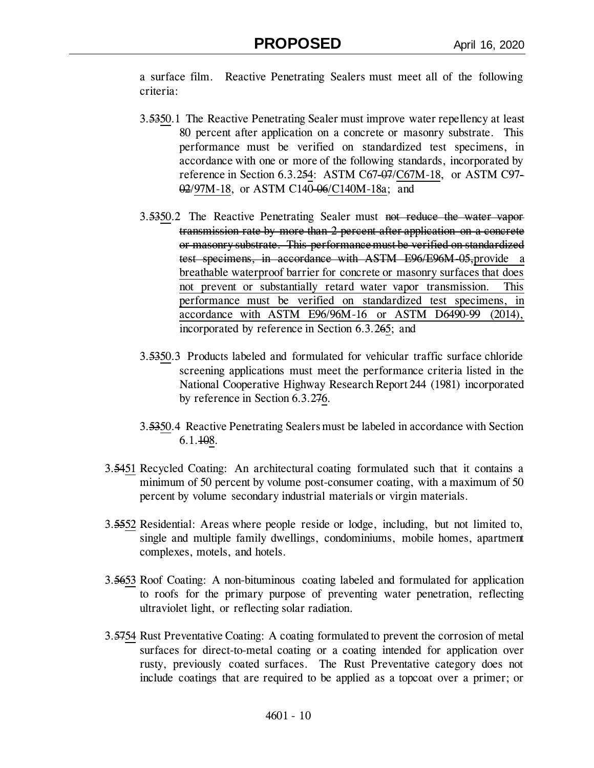a surface film. Reactive Penetrating Sealers must meet all of the following criteria:

3.~~53~~50.1 The Reactive Penetrating Sealer must improve water repellency at least 80 percent after application on a concrete or masonry substrate. This performance must be verified on standardized test specimens, in accordance with one or more of the following standards, incorporated by reference in Section 6.3.2~~5~~4: ASTM C67~~-07~~/C67M-18, or ASTM C97~~-02~~/97M-18, or ASTM C140~~-06~~/C140M-18a; and

3.~~53~~50.2 The Reactive Penetrating Sealer must ~~not reduce the water vapor transmission rate by more than 2 percent after application on a concrete or masonry substrate. This performance must be verified on standardized test specimens, in accordance with ASTM E96/E96M-05,~~provide a breathable waterproof barrier for concrete or masonry surfaces that does not prevent or substantially retard water vapor transmission. This performance must be verified on standardized test specimens, in accordance with ASTM E96/96M-16 or ASTM D6490-99 (2014), incorporated by reference in Section 6.3.2~~6~~5; and

3.~~53~~50.3 Products labeled and formulated for vehicular traffic surface chloride screening applications must meet the performance criteria listed in the National Cooperative Highway Research Report 244 (1981) incorporated by reference in Section 6.3.2~~7~~6.

3.~~53~~50.4 Reactive Penetrating Sealers must be labeled in accordance with Section 6.1.~~10~~8.

3.~~54~~51 Recycled Coating: An architectural coating formulated such that it contains a minimum of 50 percent by volume post-consumer coating, with a maximum of 50 percent by volume secondary industrial materials or virgin materials.

3.~~55~~52 Residential: Areas where people reside or lodge, including, but not limited to, single and multiple family dwellings, condominiums, mobile homes, apartment complexes, motels, and hotels.

3.~~56~~53 Roof Coating: A non-bituminous coating labeled and formulated for application to roofs for the primary purpose of preventing water penetration, reflecting ultraviolet light, or reflecting solar radiation.

3.~~57~~54 Rust Preventative Coating: A coating formulated to prevent the corrosion of metal surfaces for direct-to-metal coating or a coating intended for application over rusty, previously coated surfaces. The Rust Preventative category does not include coatings that are required to be applied as a topcoat over a primer; or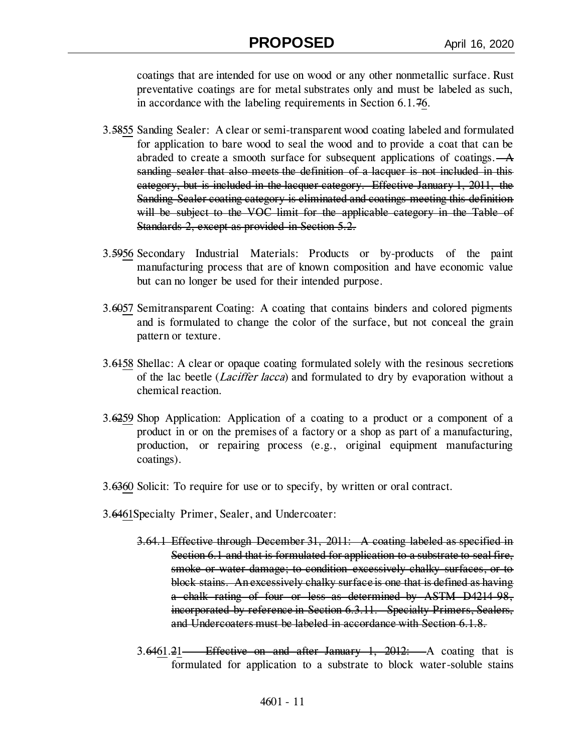coatings that are intended for use on wood or any other nonmetallic surface. Rust preventative coatings are for metal substrates only and must be labeled as such, in accordance with the labeling requirements in Section 6.1.~~7~~<u>6</u>.

3.~~58~~<u>55</u> Sanding Sealer: A clear or semi-transparent wood coating labeled and formulated for application to bare wood to seal the wood and to provide a coat that can be abraded to create a smooth surface for subsequent applications of coatings. ~~A sanding sealer that also meets the definition of a lacquer is not included in this category, but is included in the lacquer category. Effective January 1, 2011, the Sanding Sealer coating category is eliminated and coatings meeting this definition will be subject to the VOC limit for the applicable category in the Table of Standards 2, except as provided in Section 5.2.~~

3.~~59~~<u>56</u> Secondary Industrial Materials: Products or by-products of the paint manufacturing process that are of known composition and have economic value but can no longer be used for their intended purpose.

3.~~60~~<u>57</u> Semitransparent Coating: A coating that contains binders and colored pigments and is formulated to change the color of the surface, but not conceal the grain pattern or texture.

3.~~61~~<u>58</u> Shellac: A clear or opaque coating formulated solely with the resinous secretions of the lac beetle (*Laciffer lacca*) and formulated to dry by evaporation without a chemical reaction.

3.~~62~~<u>59</u> Shop Application: Application of a coating to a product or a component of a product in or on the premises of a factory or a shop as part of a manufacturing, production, or repairing process (e.g., original equipment manufacturing coatings).

3.~~63~~<u>60</u> Solicit: To require for use or to specify, by written or oral contract.

3.~~64~~<u>61</u> Specialty Primer, Sealer, and Undercoater:

~~3.64.1 Effective through December 31, 2011: A coating labeled as specified in Section 6.1 and that is formulated for application to a substrate to seal fire, smoke or water damage; to condition excessively chalky surfaces, or to block stains. An excessively chalky surface is one that is defined as having a chalk rating of four or less as determined by ASTM D4214-98, incorporated by reference in Section 6.3.11. Specialty Primers, Sealers, and Undercoaters must be labeled in accordance with Section 6.1.8.~~

3.~~64~~<u>61</u>.~~2~~<u>1</u> ~~Effective on and after January 1, 2012:~~ A coating that is formulated for application to a substrate to block water-soluble stains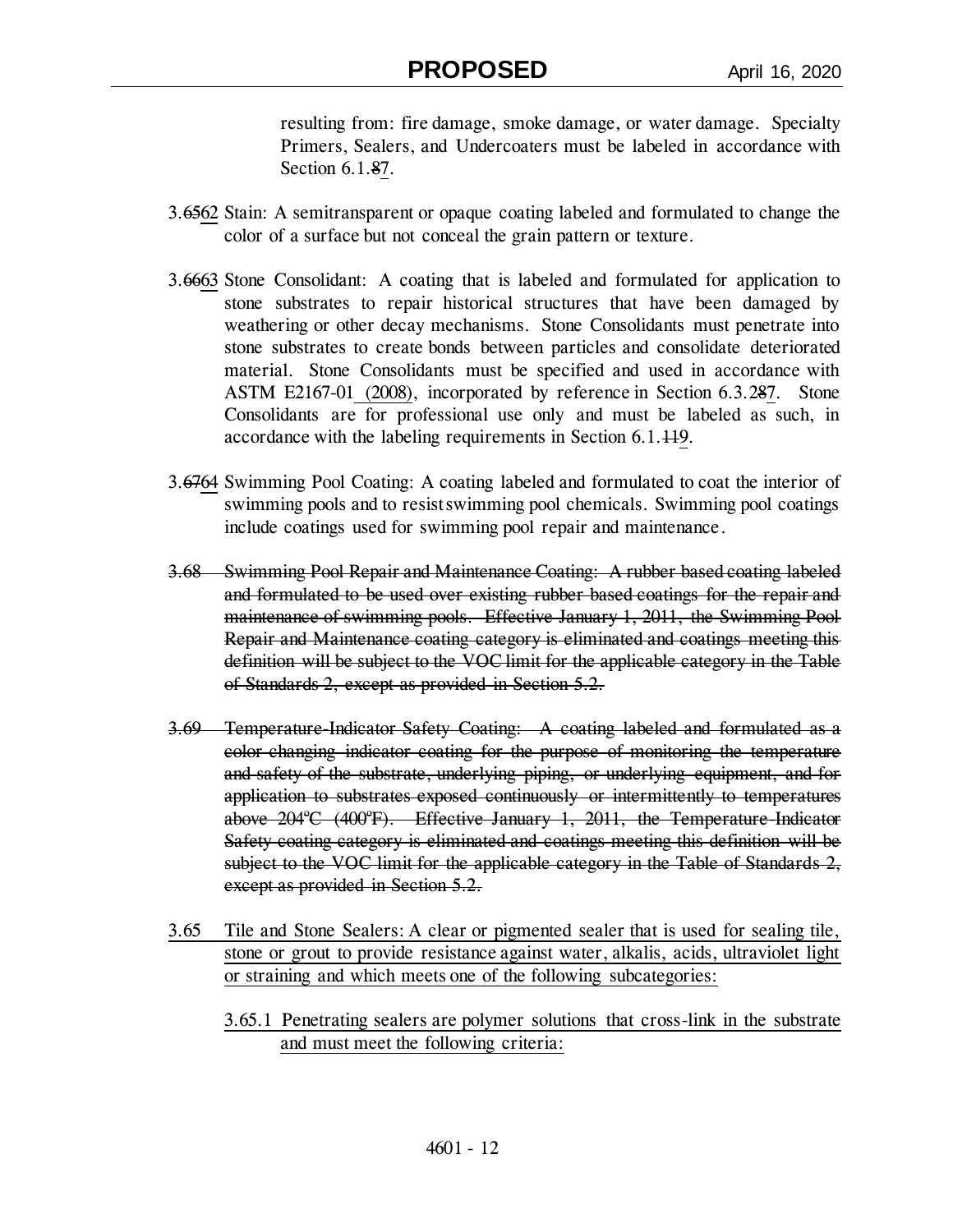resulting from: fire damage, smoke damage, or water damage. Specialty Primers, Sealers, and Undercoaters must be labeled in accordance with Section 6.1.~~8~~<u>7</u>.

3.~~65~~<u>62</u> Stain: A semitransparent or opaque coating labeled and formulated to change the color of a surface but not conceal the grain pattern or texture.

3.~~66~~<u>63</u> Stone Consolidant: A coating that is labeled and formulated for application to stone substrates to repair historical structures that have been damaged by weathering or other decay mechanisms. Stone Consolidants must penetrate into stone substrates to create bonds between particles and consolidate deteriorated material. Stone Consolidants must be specified and used in accordance with ASTM E2167-01<u> (2008)</u>, incorporated by reference in Section 6.3.2~~8~~<u>7</u>. Stone Consolidants are for professional use only and must be labeled as such, in accordance with the labeling requirements in Section 6.1.~~11~~<u>9</u>.

3.~~67~~<u>64</u> Swimming Pool Coating: A coating labeled and formulated to coat the interior of swimming pools and to resist swimming pool chemicals. Swimming pool coatings include coatings used for swimming pool repair and maintenance.

~~3.68 Swimming Pool Repair and Maintenance Coating: A rubber based coating labeled and formulated to be used over existing rubber based coatings for the repair and maintenance of swimming pools. Effective January 1, 2011, the Swimming Pool Repair and Maintenance coating category is eliminated and coatings meeting this definition will be subject to the VOC limit for the applicable category in the Table of Standards 2, except as provided in Section 5.2.~~

~~3.69 Temperature-Indicator Safety Coating: A coating labeled and formulated as a color-changing indicator coating for the purpose of monitoring the temperature and safety of the substrate, underlying piping, or underlying equipment, and for application to substrates exposed continuously or intermittently to temperatures above 204ºC (400ºF). Effective January 1, 2011, the Temperature-Indicator Safety coating category is eliminated and coatings meeting this definition will be subject to the VOC limit for the applicable category in the Table of Standards 2, except as provided in Section 5.2.~~

<u>3.65 Tile and Stone Sealers: A clear or pigmented sealer that is used for sealing tile, stone or grout to provide resistance against water, alkalis, acids, ultraviolet light or straining and which meets one of the following subcategories:</u>

<u>3.65.1 Penetrating sealers are polymer solutions that cross-link in the substrate and must meet the following criteria:</u>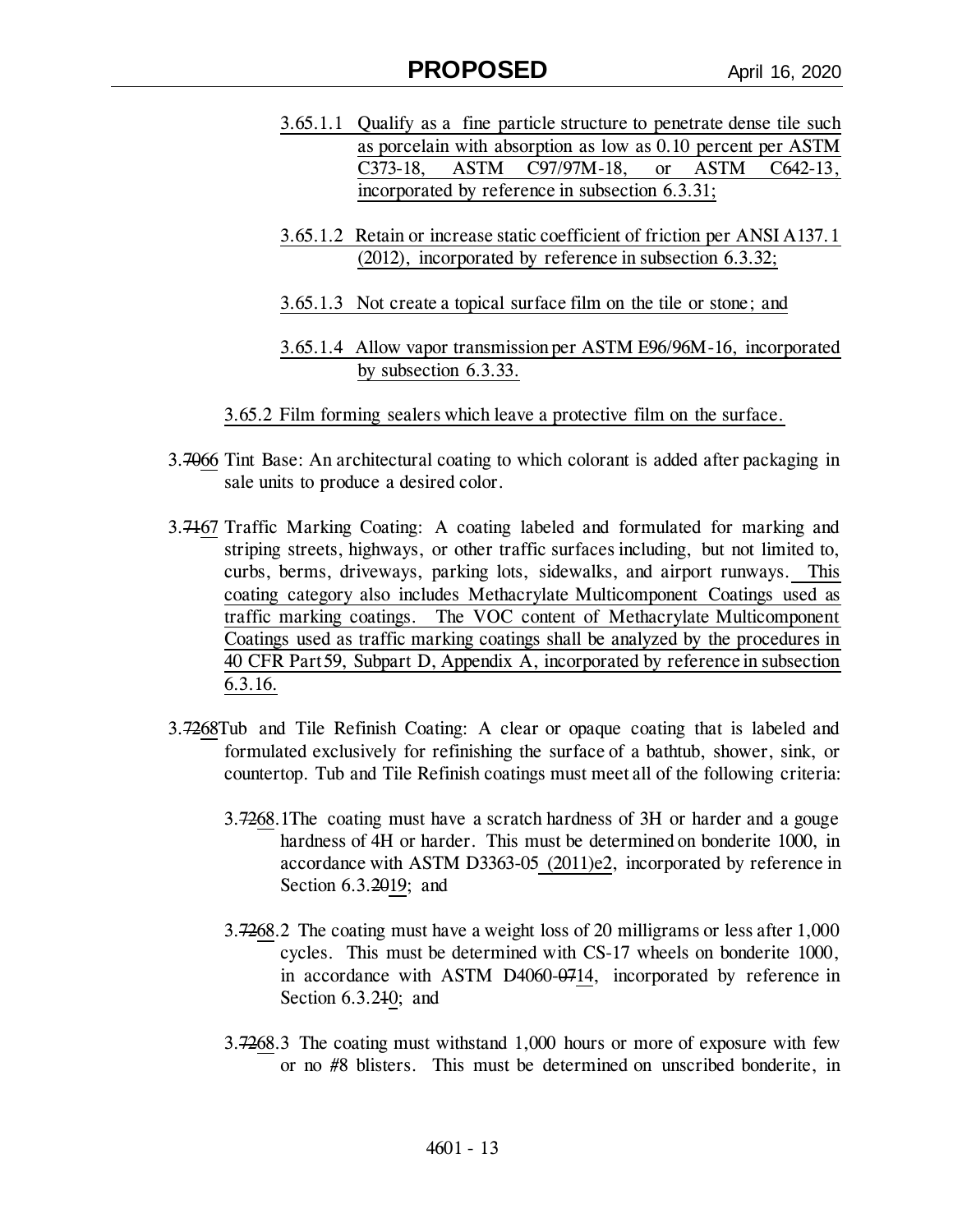3.65.1.1 Qualify as a fine particle structure to penetrate dense tile such as porcelain with absorption as low as 0.10 percent per ASTM C373-18, ASTM C97/97M-18, or ASTM C642-13, incorporated by reference in subsection 6.3.31;

3.65.1.2 Retain or increase static coefficient of friction per ANSI A137.1 (2012), incorporated by reference in subsection 6.3.32;

3.65.1.3 Not create a topical surface film on the tile or stone; and

3.65.1.4 Allow vapor transmission per ASTM E96/96M-16, incorporated by subsection 6.3.33.

3.65.2 Film forming sealers which leave a protective film on the surface.

3.7066 Tint Base: An architectural coating to which colorant is added after packaging in sale units to produce a desired color.

3.7167 Traffic Marking Coating: A coating labeled and formulated for marking and striping streets, highways, or other traffic surfaces including, but not limited to, curbs, berms, driveways, parking lots, sidewalks, and airport runways. This coating category also includes Methacrylate Multicomponent Coatings used as traffic marking coatings. The VOC content of Methacrylate Multicomponent Coatings used as traffic marking coatings shall be analyzed by the procedures in 40 CFR Part 59, Subpart D, Appendix A, incorporated by reference in subsection 6.3.16.

3.7268 Tub and Tile Refinish Coating: A clear or opaque coating that is labeled and formulated exclusively for refinishing the surface of a bathtub, shower, sink, or countertop. Tub and Tile Refinish coatings must meet all of the following criteria:

3.7268.1 The coating must have a scratch hardness of 3H or harder and a gouge hardness of 4H or harder. This must be determined on bonderite 1000, in accordance with ASTM D3363-05 (2011)e2, incorporated by reference in Section 6.3.2019; and

3.7268.2 The coating must have a weight loss of 20 milligrams or less after 1,000 cycles. This must be determined with CS-17 wheels on bonderite 1000, in accordance with ASTM D4060-0714, incorporated by reference in Section 6.3.210; and

3.7268.3 The coating must withstand 1,000 hours or more of exposure with few or no #8 blisters. This must be determined on unscribed bonderite, in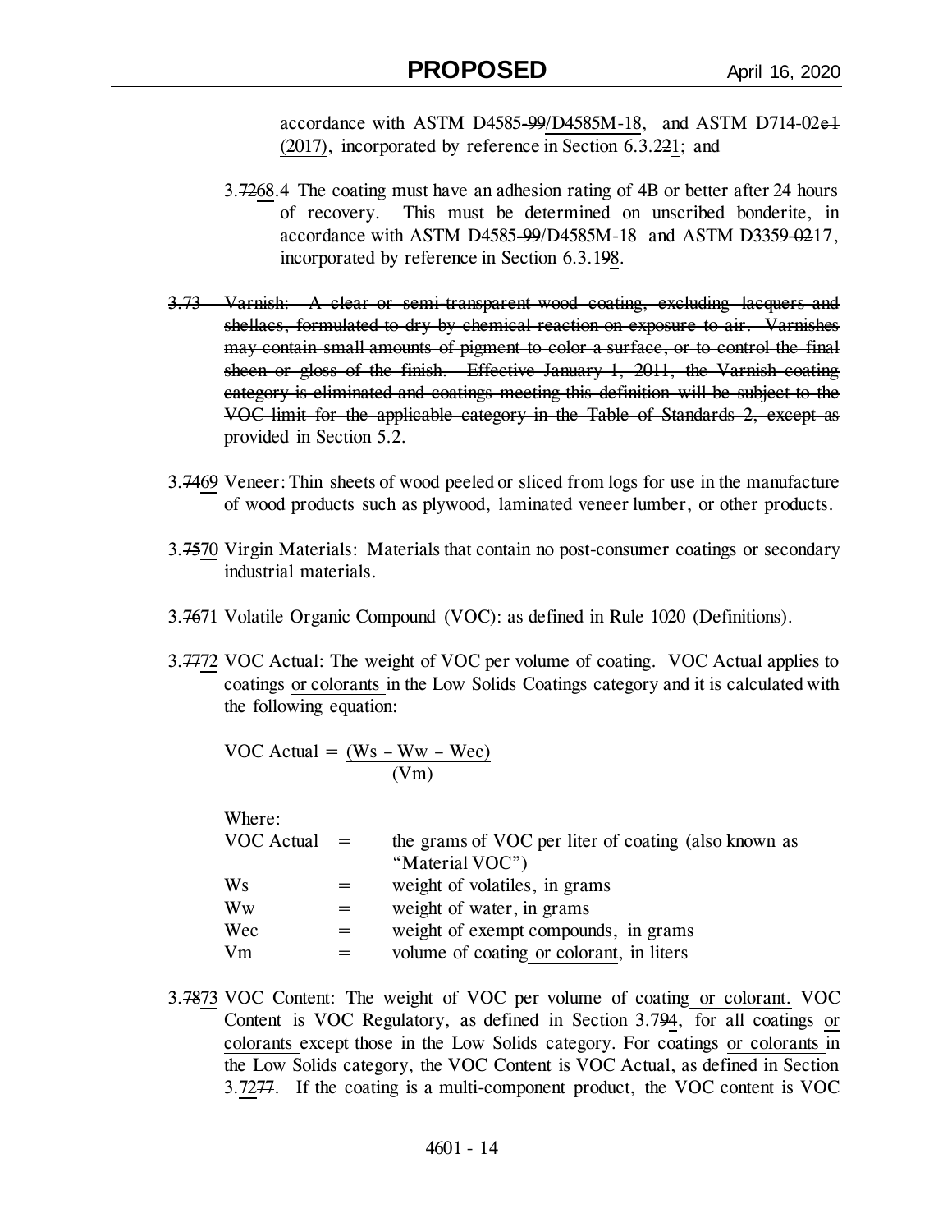accordance with ASTM D4585-~~99~~/D4585M-18, and ASTM D714-02~~e1~~ (2017), incorporated by reference in Section 6.3.2~~2~~1; and

3.~~72~~68.4 The coating must have an adhesion rating of 4B or better after 24 hours of recovery. This must be determined on unscribed bonderite, in accordance with ASTM D4585-~~99~~/D4585M-18 and ASTM D3359-~~02~~17, incorporated by reference in Section 6.3.1~~9~~8.

~~3.73 Varnish: A clear or semi-transparent wood coating, excluding lacquers and shellacs, formulated to dry by chemical reaction on exposure to air. Varnishes may contain small amounts of pigment to color a surface, or to control the final sheen or gloss of the finish. Effective January 1, 2011, the Varnish coating category is eliminated and coatings meeting this definition will be subject to the VOC limit for the applicable category in the Table of Standards 2, except as provided in Section 5.2.~~

3.~~74~~69 Veneer: Thin sheets of wood peeled or sliced from logs for use in the manufacture of wood products such as plywood, laminated veneer lumber, or other products.

3.~~75~~70 Virgin Materials: Materials that contain no post-consumer coatings or secondary industrial materials.

3.~~76~~71 Volatile Organic Compound (VOC): as defined in Rule 1020 (Definitions).

3.~~77~~72 VOC Actual: The weight of VOC per volume of coating. VOC Actual applies to coatings or colorants in the Low Solids Coatings category and it is calculated with the following equation:

$$\text{VOC Actual} = \frac{(Ws - Ww - Wec)}{(Vm)}$$

Where:

| | | |
|---|---|---|
| VOC Actual | = | the grams of VOC per liter of coating (also known as "Material VOC") |
| Ws | = | weight of volatiles, in grams |
| Ww | = | weight of water, in grams |
| Wec | = | weight of exempt compounds, in grams |
| Vm | = | volume of coating or colorant, in liters |

3.~~78~~73 VOC Content: The weight of VOC per volume of coating or colorant. VOC Content is VOC Regulatory, as defined in Section 3.7~~9~~4, for all coatings or colorants except those in the Low Solids category. For coatings or colorants in the Low Solids category, the VOC Content is VOC Actual, as defined in Section 3.72~~77~~. If the coating is a multi-component product, the VOC content is VOC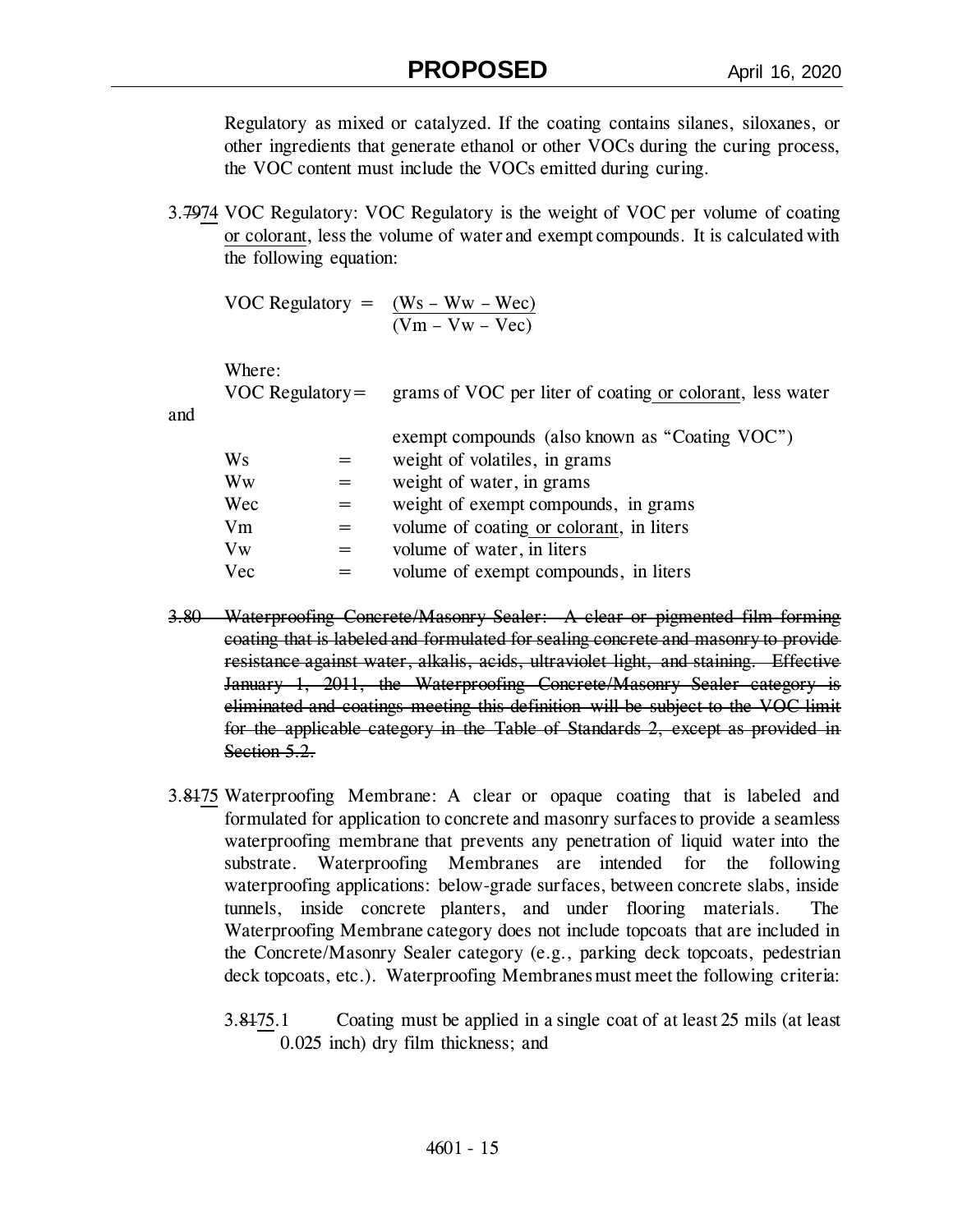Regulatory as mixed or catalyzed. If the coating contains silanes, siloxanes, or other ingredients that generate ethanol or other VOCs during the curing process, the VOC content must include the VOCs emitted during curing.

3.~~79~~74 VOC Regulatory: VOC Regulatory is the weight of VOC per volume of coating or colorant, less the volume of water and exempt compounds. It is calculated with the following equation:

$$\text{VOC Regulatory} = \frac{(Ws - Ww - Wec)}{(Vm - Vw - Vec)}$$

Where:

| | | |
|---|---|---|
| VOC Regulatory | = | grams of VOC per liter of coating or colorant, less water and exempt compounds (also known as "Coating VOC") |
| Ws | = | weight of volatiles, in grams |
| Ww | = | weight of water, in grams |
| Wec | = | weight of exempt compounds, in grams |
| Vm | = | volume of coating or colorant, in liters |
| Vw | = | volume of water, in liters |
| Vec | = | volume of exempt compounds, in liters |

~~3.80 Waterproofing Concrete/Masonry Sealer: A clear or pigmented film-forming coating that is labeled and formulated for sealing concrete and masonry to provide resistance against water, alkalis, acids, ultraviolet light, and staining. Effective January 1, 2011, the Waterproofing Concrete/Masonry Sealer category is eliminated and coatings meeting this definition will be subject to the VOC limit for the applicable category in the Table of Standards 2, except as provided in Section 5.2.~~

3.~~81~~75 Waterproofing Membrane: A clear or opaque coating that is labeled and formulated for application to concrete and masonry surfaces to provide a seamless waterproofing membrane that prevents any penetration of liquid water into the substrate. Waterproofing Membranes are intended for the following waterproofing applications: below-grade surfaces, between concrete slabs, inside tunnels, inside concrete planters, and under flooring materials. The Waterproofing Membrane category does not include topcoats that are included in the Concrete/Masonry Sealer category (e.g., parking deck topcoats, pedestrian deck topcoats, etc.). Waterproofing Membranes must meet the following criteria:

3.~~81~~75.1 Coating must be applied in a single coat of at least 25 mils (at least 0.025 inch) dry film thickness; and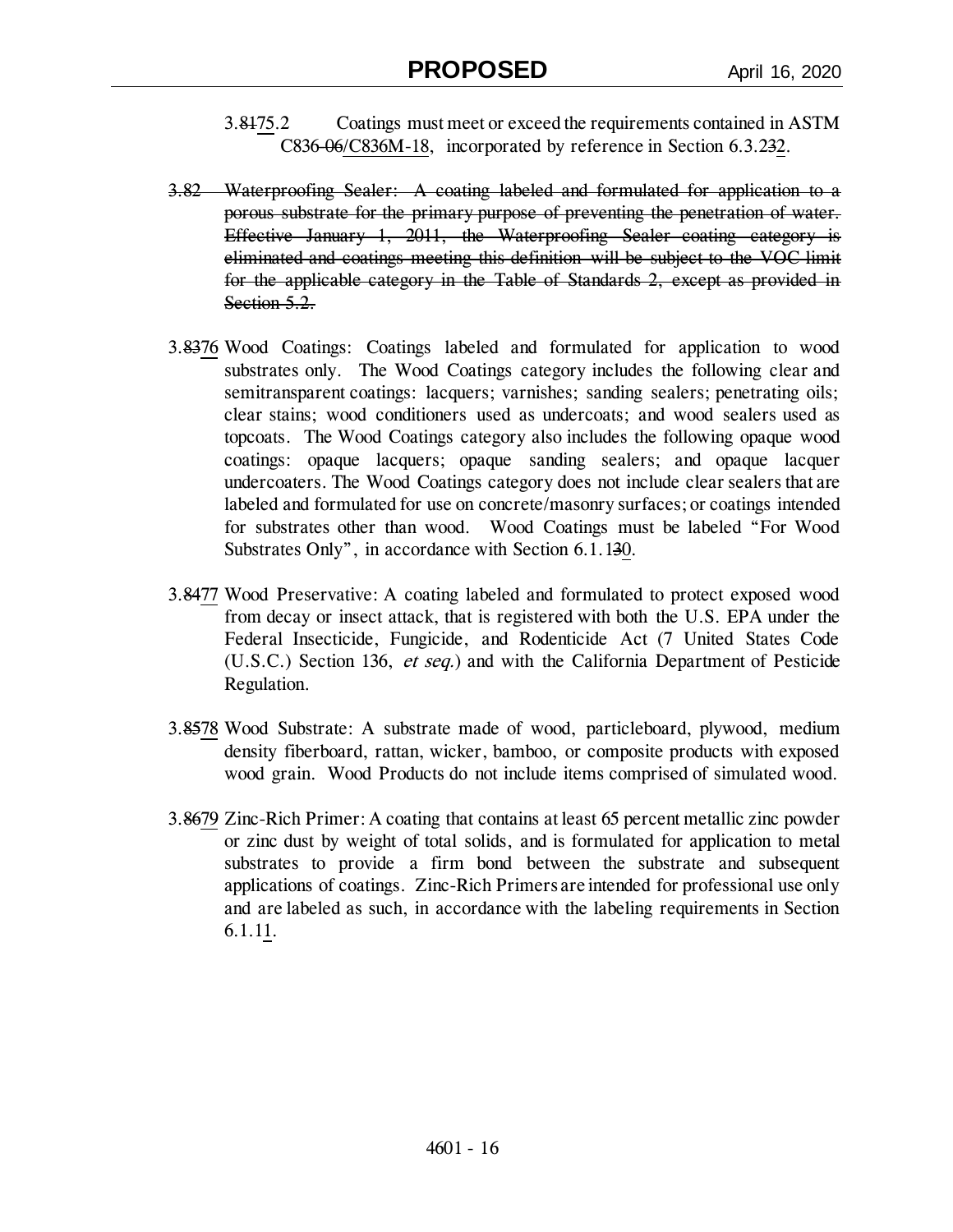3.~~81~~<u>75</u>.2 Coatings must meet or exceed the requirements contained in ASTM C836~~-06~~<u>/C836M-18</u>, incorporated by reference in Section 6.3.2~~3~~<u>2</u>.

~~3.82 Waterproofing Sealer: A coating labeled and formulated for application to a porous substrate for the primary purpose of preventing the penetration of water. Effective January 1, 2011, the Waterproofing Sealer coating category is eliminated and coatings meeting this definition will be subject to the VOC limit for the applicable category in the Table of Standards 2, except as provided in Section 5.2.~~

3.~~83~~<u>76</u> Wood Coatings: Coatings labeled and formulated for application to wood substrates only. The Wood Coatings category includes the following clear and semitransparent coatings: lacquers; varnishes; sanding sealers; penetrating oils; clear stains; wood conditioners used as undercoats; and wood sealers used as topcoats. The Wood Coatings category also includes the following opaque wood coatings: opaque lacquers; opaque sanding sealers; and opaque lacquer undercoaters. The Wood Coatings category does not include clear sealers that are labeled and formulated for use on concrete/masonry surfaces; or coatings intended for substrates other than wood. Wood Coatings must be labeled "For Wood Substrates Only", in accordance with Section 6.1.1~~3~~<u>0</u>.

3.~~84~~<u>77</u> Wood Preservative: A coating labeled and formulated to protect exposed wood from decay or insect attack, that is registered with both the U.S. EPA under the Federal Insecticide, Fungicide, and Rodenticide Act (7 United States Code (U.S.C.) Section 136, *et seq.*) and with the California Department of Pesticide Regulation.

3.~~85~~<u>78</u> Wood Substrate: A substrate made of wood, particleboard, plywood, medium density fiberboard, rattan, wicker, bamboo, or composite products with exposed wood grain. Wood Products do not include items comprised of simulated wood.

3.~~86~~<u>79</u> Zinc-Rich Primer: A coating that contains at least 65 percent metallic zinc powder or zinc dust by weight of total solids, and is formulated for application to metal substrates to provide a firm bond between the substrate and subsequent applications of coatings. Zinc-Rich Primers are intended for professional use only and are labeled as such, in accordance with the labeling requirements in Section 6.1.1<u>1</u>.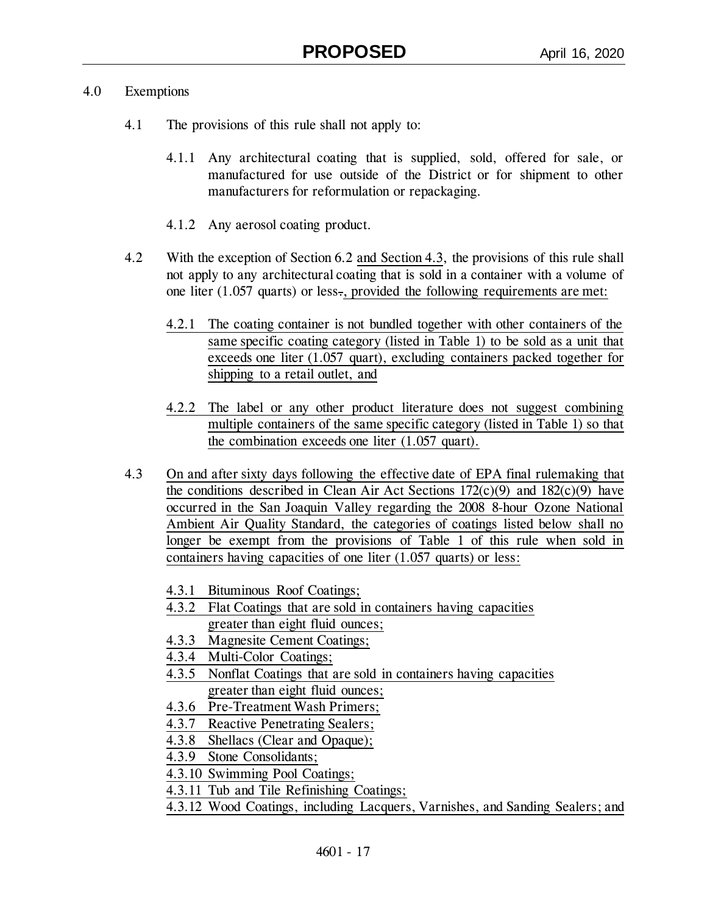4.0 Exemptions

4.1 The provisions of this rule shall not apply to:

4.1.1 Any architectural coating that is supplied, sold, offered for sale, or manufactured for use outside of the District or for shipment to other manufacturers for reformulation or repackaging.

4.1.2 Any aerosol coating product.

4.2 With the exception of Section 6.2 and Section 4.3, the provisions of this rule shall not apply to any architectural coating that is sold in a container with a volume of one liter (1.057 quarts) or less., provided the following requirements are met:

4.2.1 The coating container is not bundled together with other containers of the same specific coating category (listed in Table 1) to be sold as a unit that exceeds one liter (1.057 quart), excluding containers packed together for shipping to a retail outlet, and

4.2.2 The label or any other product literature does not suggest combining multiple containers of the same specific category (listed in Table 1) so that the combination exceeds one liter (1.057 quart).

4.3 On and after sixty days following the effective date of EPA final rulemaking that the conditions described in Clean Air Act Sections 172(c)(9) and 182(c)(9) have occurred in the San Joaquin Valley regarding the 2008 8-hour Ozone National Ambient Air Quality Standard, the categories of coatings listed below shall no longer be exempt from the provisions of Table 1 of this rule when sold in containers having capacities of one liter (1.057 quarts) or less:

4.3.1 Bituminous Roof Coatings;
4.3.2 Flat Coatings that are sold in containers having capacities greater than eight fluid ounces;
4.3.3 Magnesite Cement Coatings;
4.3.4 Multi-Color Coatings;
4.3.5 Nonflat Coatings that are sold in containers having capacities greater than eight fluid ounces;
4.3.6 Pre-Treatment Wash Primers;
4.3.7 Reactive Penetrating Sealers;
4.3.8 Shellacs (Clear and Opaque);
4.3.9 Stone Consolidants;
4.3.10 Swimming Pool Coatings;
4.3.11 Tub and Tile Refinishing Coatings;
4.3.12 Wood Coatings, including Lacquers, Varnishes, and Sanding Sealers; and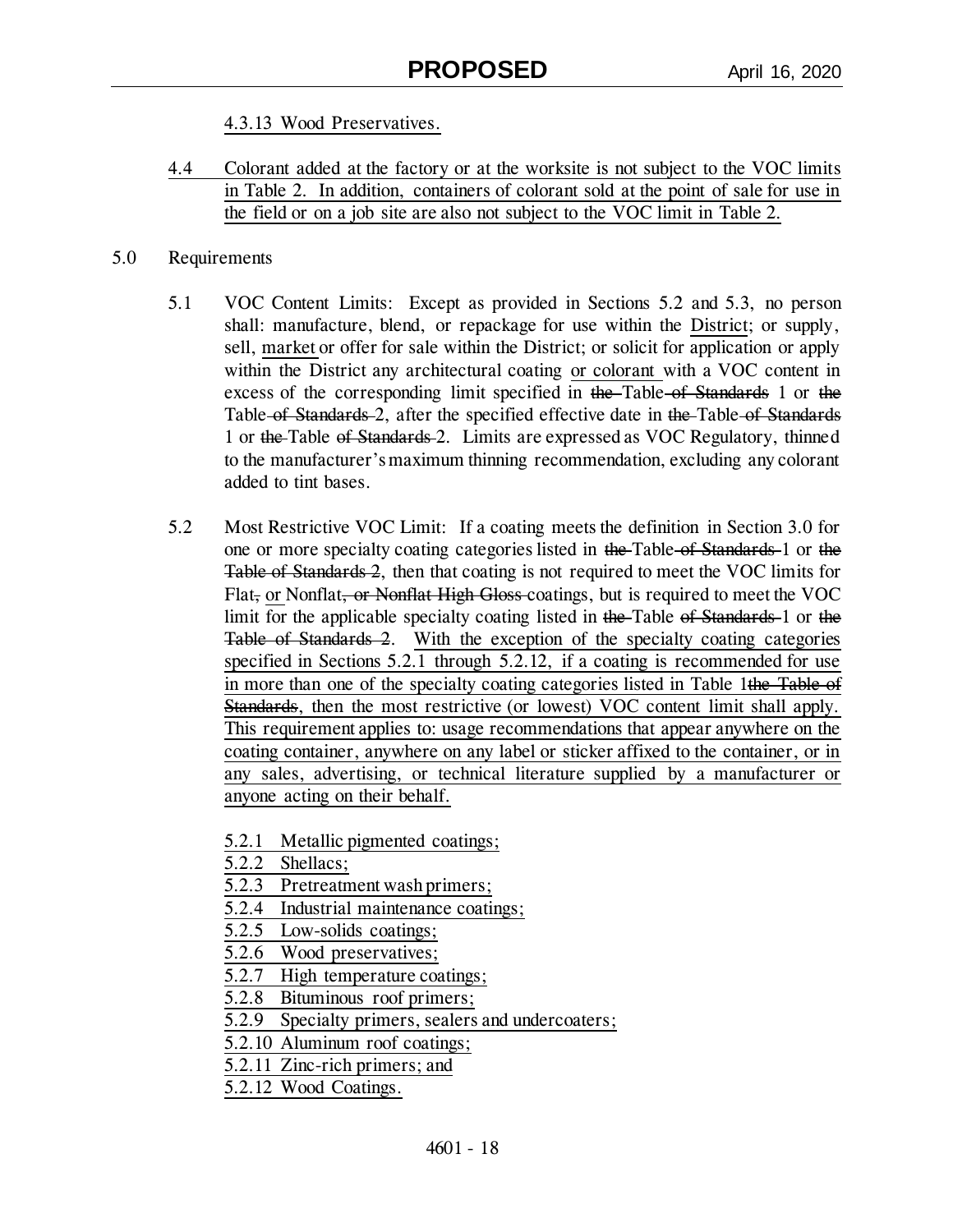4.3.13 Wood Preservatives.

4.4 Colorant added at the factory or at the worksite is not subject to the VOC limits in Table 2. In addition, containers of colorant sold at the point of sale for use in the field or on a job site are also not subject to the VOC limit in Table 2.

5.0 Requirements

5.1 VOC Content Limits: Except as provided in Sections 5.2 and 5.3, no person shall: manufacture, blend, or repackage for use within the District; or supply, sell, market or offer for sale within the District; or solicit for application or apply within the District any architectural coating or colorant with a VOC content in excess of the corresponding limit specified in ~~the~~ Table ~~of Standards~~ 1 or ~~the~~ Table ~~of Standards~~ 2, after the specified effective date in ~~the~~ Table ~~of Standards~~ 1 or ~~the~~ Table ~~of Standards~~ 2. Limits are expressed as VOC Regulatory, thinned to the manufacturer's maximum thinning recommendation, excluding any colorant added to tint bases.

5.2 Most Restrictive VOC Limit: If a coating meets the definition in Section 3.0 for one or more specialty coating categories listed in ~~the~~ Table ~~of Standards~~ 1 or ~~the Table of Standards 2~~, then that coating is not required to meet the VOC limits for Flat~~,~~ or Nonflat~~, or Nonflat High Gloss~~ coatings, but is required to meet the VOC limit for the applicable specialty coating listed in ~~the~~ Table ~~of Standards~~ 1 or ~~the Table of Standards 2~~. With the exception of the specialty coating categories specified in Sections 5.2.1 through 5.2.12, if a coating is recommended for use in more than one of the specialty coating categories listed in Table 1~~the Table of Standards~~, then the most restrictive (or lowest) VOC content limit shall apply. This requirement applies to: usage recommendations that appear anywhere on the coating container, anywhere on any label or sticker affixed to the container, or in any sales, advertising, or technical literature supplied by a manufacturer or anyone acting on their behalf.

5.2.1 Metallic pigmented coatings;
5.2.2 Shellacs;
5.2.3 Pretreatment wash primers;
5.2.4 Industrial maintenance coatings;
5.2.5 Low-solids coatings;
5.2.6 Wood preservatives;
5.2.7 High temperature coatings;
5.2.8 Bituminous roof primers;
5.2.9 Specialty primers, sealers and undercoaters;
5.2.10 Aluminum roof coatings;
5.2.11 Zinc-rich primers; and
5.2.12 Wood Coatings.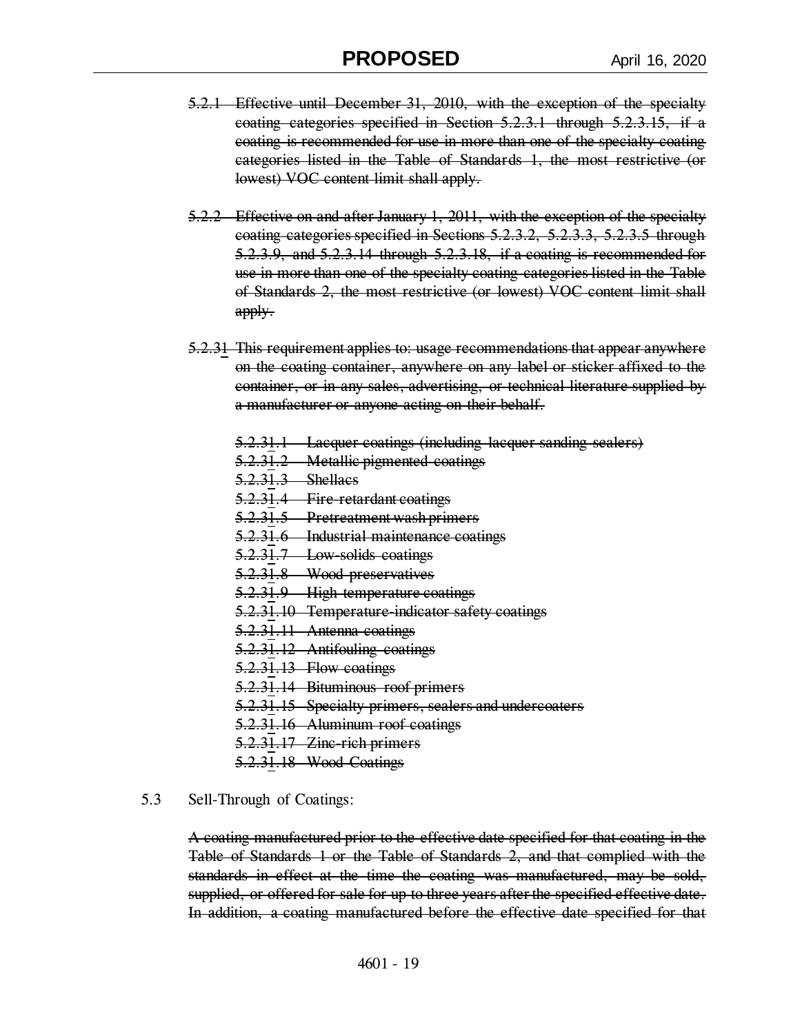~~5.2.1 Effective until December 31, 2010, with the exception of the specialty coating categories specified in Section 5.2.3.1 through 5.2.3.15, if a coating is recommended for use in more than one of the specialty coating categories listed in the Table of Standards 1, the most restrictive (or lowest) VOC content limit shall apply.~~

~~5.2.2 Effective on and after January 1, 2011, with the exception of the specialty coating categories specified in Sections 5.2.3.2, 5.2.3.3, 5.2.3.5 through 5.2.3.9, and 5.2.3.14 through 5.2.3.18, if a coating is recommended for use in more than one of the specialty coating categories listed in the Table of Standards 2, the most restrictive (or lowest) VOC content limit shall apply.~~

5.2.~~3~~1 ~~This requirement applies to: usage recommendations that appear anywhere on the coating container, anywhere on any label or sticker affixed to the container, or in any sales, advertising, or technical literature supplied by a manufacturer or anyone acting on their behalf.~~

~~5.2.3~~1~~.1 Lacquer coatings (including lacquer sanding sealers)~~
~~5.2.3~~1~~.2 Metallic pigmented coatings~~
~~5.2.3~~1~~.3 Shellacs~~
~~5.2.3~~1~~.4 Fire-retardant coatings~~
~~5.2.3~~1~~.5 Pretreatment wash primers~~
~~5.2.3~~1~~.6 Industrial maintenance coatings~~
~~5.2.3~~1~~.7 Low-solids coatings~~
~~5.2.3~~1~~.8 Wood preservatives~~
~~5.2.3~~1~~.9 High-temperature coatings~~
~~5.2.3~~1~~.10 Temperature-indicator safety coatings~~
~~5.2.3~~1~~.11 Antenna coatings~~
~~5.2.3~~1~~.12 Antifouling coatings~~
~~5.2.3~~1~~.13 Flow coatings~~
~~5.2.3~~1~~.14 Bituminous roof primers~~
~~5.2.3~~1~~.15 Specialty primers, sealers and undercoaters~~
~~5.2.3~~1~~.16 Aluminum roof coatings~~
~~5.2.3~~1~~.17 Zinc-rich primers~~
~~5.2.3~~1~~.18 Wood Coatings~~

5.3 Sell-Through of Coatings:

~~A coating manufactured prior to the effective date specified for that coating in the Table of Standards 1 or the Table of Standards 2, and that complied with the standards in effect at the time the coating was manufactured, may be sold, supplied, or offered for sale for up to three years after the specified effective date. In addition, a coating manufactured before the effective date specified for that~~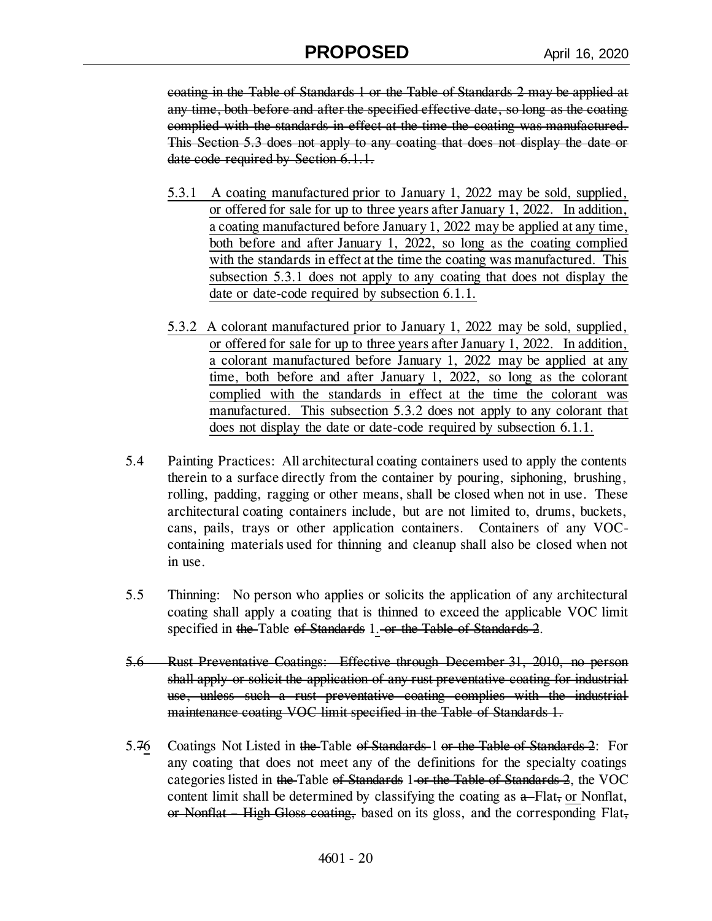~~coating in the Table of Standards 1 or the Table of Standards 2 may be applied at any time, both before and after the specified effective date, so long as the coating complied with the standards in effect at the time the coating was manufactured. This Section 5.3 does not apply to any coating that does not display the date or date code required by Section 6.1.1.~~

<u>5.3.1 A coating manufactured prior to January 1, 2022 may be sold, supplied, or offered for sale for up to three years after January 1, 2022. In addition, a coating manufactured before January 1, 2022 may be applied at any time, both before and after January 1, 2022, so long as the coating complied with the standards in effect at the time the coating was manufactured. This subsection 5.3.1 does not apply to any coating that does not display the date or date-code required by subsection 6.1.1.</u>

<u>5.3.2 A colorant manufactured prior to January 1, 2022 may be sold, supplied, or offered for sale for up to three years after January 1, 2022. In addition, a colorant manufactured before January 1, 2022 may be applied at any time, both before and after January 1, 2022, so long as the colorant complied with the standards in effect at the time the colorant was manufactured. This subsection 5.3.2 does not apply to any colorant that does not display the date or date-code required by subsection 6.1.1.</u>

5.4 Painting Practices: All architectural coating containers used to apply the contents therein to a surface directly from the container by pouring, siphoning, brushing, rolling, padding, ragging or other means, shall be closed when not in use. These architectural coating containers include, but are not limited to, drums, buckets, cans, pails, trays or other application containers. Containers of any VOC-containing materials used for thinning and cleanup shall also be closed when not in use.

5.5 Thinning: No person who applies or solicits the application of any architectural coating shall apply a coating that is thinned to exceed the applicable VOC limit specified in ~~the~~ Table ~~of Standards~~ 1<u>.</u> ~~or the Table of Standards 2~~.

~~5.6 Rust Preventative Coatings: Effective through December 31, 2010, no person shall apply or solicit the application of any rust preventative coating for industrial use, unless such a rust preventative coating complies with the industrial maintenance coating VOC limit specified in the Table of Standards 1.~~

5.~~7~~<u>6</u> Coatings Not Listed in ~~the~~ Table ~~of Standards~~ 1 ~~or the Table of Standards 2~~: For any coating that does not meet any of the definitions for the specialty coatings categories listed in ~~the~~ Table ~~of Standards~~ 1 ~~or the Table of Standards 2~~, the VOC content limit shall be determined by classifying the coating as ~~a~~ Flat~~,~~ <u>or</u> Nonflat, ~~or Nonflat – High Gloss coating,~~ based on its gloss, and the corresponding Flat~~,~~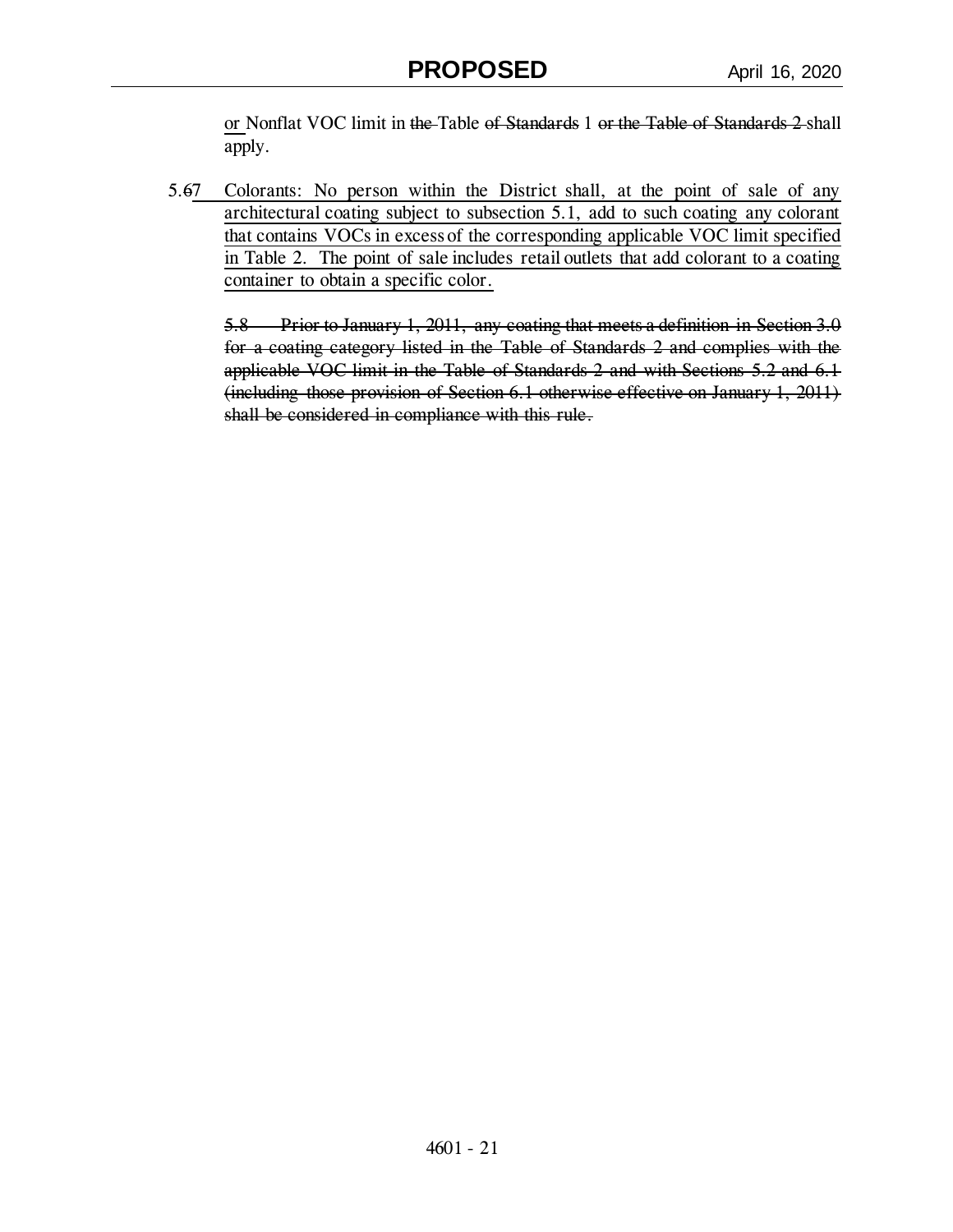or Nonflat VOC limit in ~~the~~ Table ~~of Standards~~ 1 ~~or the Table of Standards 2~~ shall apply.

5.~~6~~7 Colorants: No person within the District shall, at the point of sale of any architectural coating subject to subsection 5.1, add to such coating any colorant that contains VOCs in excess of the corresponding applicable VOC limit specified in Table 2. The point of sale includes retail outlets that add colorant to a coating container to obtain a specific color.

~~5.8 Prior to January 1, 2011, any coating that meets a definition in Section 3.0 for a coating category listed in the Table of Standards 2 and complies with the applicable VOC limit in the Table of Standards 2 and with Sections 5.2 and 6.1 (including those provision of Section 6.1 otherwise effective on January 1, 2011) shall be considered in compliance with this rule.~~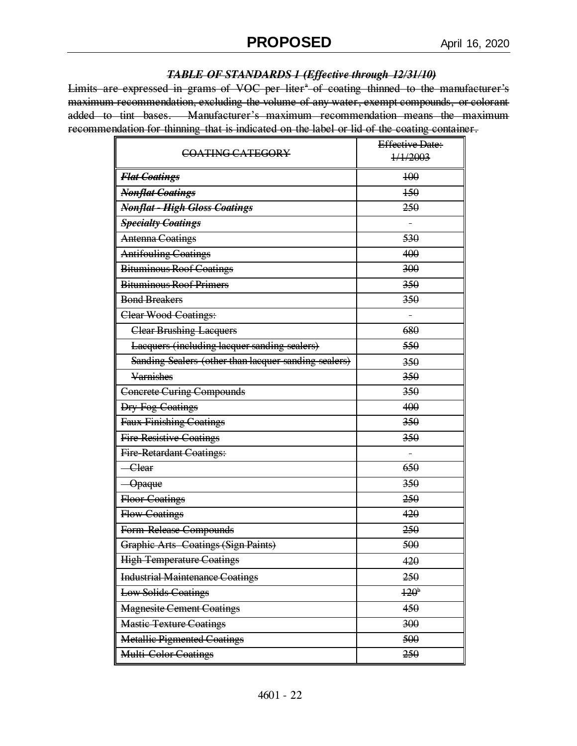***TABLE OF STANDARDS 1 (Effective through 12/31/10)***

Limits are expressed in grams of VOC per liter[a] of coating thinned to the manufacturer's maximum recommendation, excluding the volume of any water, exempt compounds, or colorant added to tint bases. Manufacturer's maximum recommendation means the maximum recommendation for thinning that is indicated on the label or lid of the coating container.

| COATING CATEGORY | Effective Date: 1/1/2003 |
|---|---|
| ***Flat Coatings*** | 100 |
| ***Nonflat Coatings*** | 150 |
| ***Nonflat - High Gloss Coatings*** | 250 |
| ***Specialty Coatings*** | - |
| Antenna Coatings | 530 |
| Antifouling Coatings | 400 |
| Bituminous Roof Coatings | 300 |
| Bituminous Roof Primers | 350 |
| Bond Breakers | 350 |
| Clear Wood Coatings: | - |
| Clear Brushing Lacquers | 680 |
| Lacquers (including lacquer sanding sealers) | 550 |
| Sanding Sealers (other than lacquer sanding sealers) | 350 |
| Varnishes | 350 |
| Concrete Curing Compounds | 350 |
| Dry Fog Coatings | 400 |
| Faux Finishing Coatings | 350 |
| Fire Resistive Coatings | 350 |
| Fire-Retardant Coatings: | - |
| Clear | 650 |
| Opaque | 350 |
| Floor Coatings | 250 |
| Flow Coatings | 420 |
| Form-Release Compounds | 250 |
| Graphic Arts Coatings (Sign Paints) | 500 |
| High Temperature Coatings | 420 |
| Industrial Maintenance Coatings | 250 |
| Low Solids Coatings | 120[b] |
| Magnesite Cement Coatings | 450 |
| Mastic Texture Coatings | 300 |
| Metallic Pigmented Coatings | 500 |
| Multi-Color Coatings | 250 |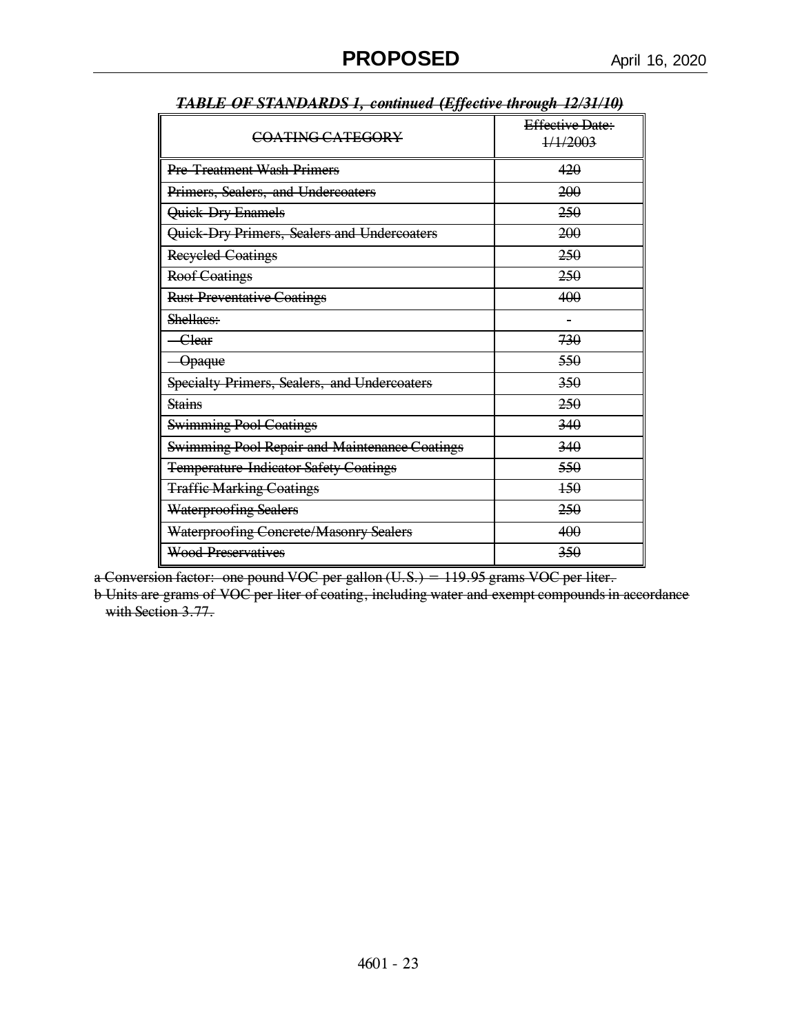***~~TABLE OF STANDARDS 1, continued (Effective through 12/31/10)~~***

| ~~COATING CATEGORY~~ | ~~Effective Date: 1/1/2003~~ |
|---|---|
| ~~Pre-Treatment Wash Primers~~ | ~~420~~ |
| ~~Primers, Sealers, and Undercoaters~~ | ~~200~~ |
| ~~Quick-Dry Enamels~~ | ~~250~~ |
| ~~Quick-Dry Primers, Sealers and Undercoaters~~ | ~~200~~ |
| ~~Recycled Coatings~~ | ~~250~~ |
| ~~Roof Coatings~~ | ~~250~~ |
| ~~Rust Preventative Coatings~~ | ~~400~~ |
| ~~Shellacs:~~ | - |
| ~~Clear~~ | ~~730~~ |
| ~~Opaque~~ | ~~550~~ |
| ~~Specialty Primers, Sealers, and Undercoaters~~ | ~~350~~ |
| ~~Stains~~ | ~~250~~ |
| ~~Swimming Pool Coatings~~ | ~~340~~ |
| ~~Swimming Pool Repair and Maintenance Coatings~~ | ~~340~~ |
| ~~Temperature-Indicator Safety Coatings~~ | ~~550~~ |
| ~~Traffic Marking Coatings~~ | ~~150~~ |
| ~~Waterproofing Sealers~~ | ~~250~~ |
| ~~Waterproofing Concrete/Masonry Sealers~~ | ~~400~~ |
| ~~Wood Preservatives~~ | ~~350~~ |

~~a Conversion factor: one pound VOC per gallon (U.S.) = 119.95 grams VOC per liter.~~

~~b Units are grams of VOC per liter of coating, including water and exempt compounds in accordance with Section 3.77.~~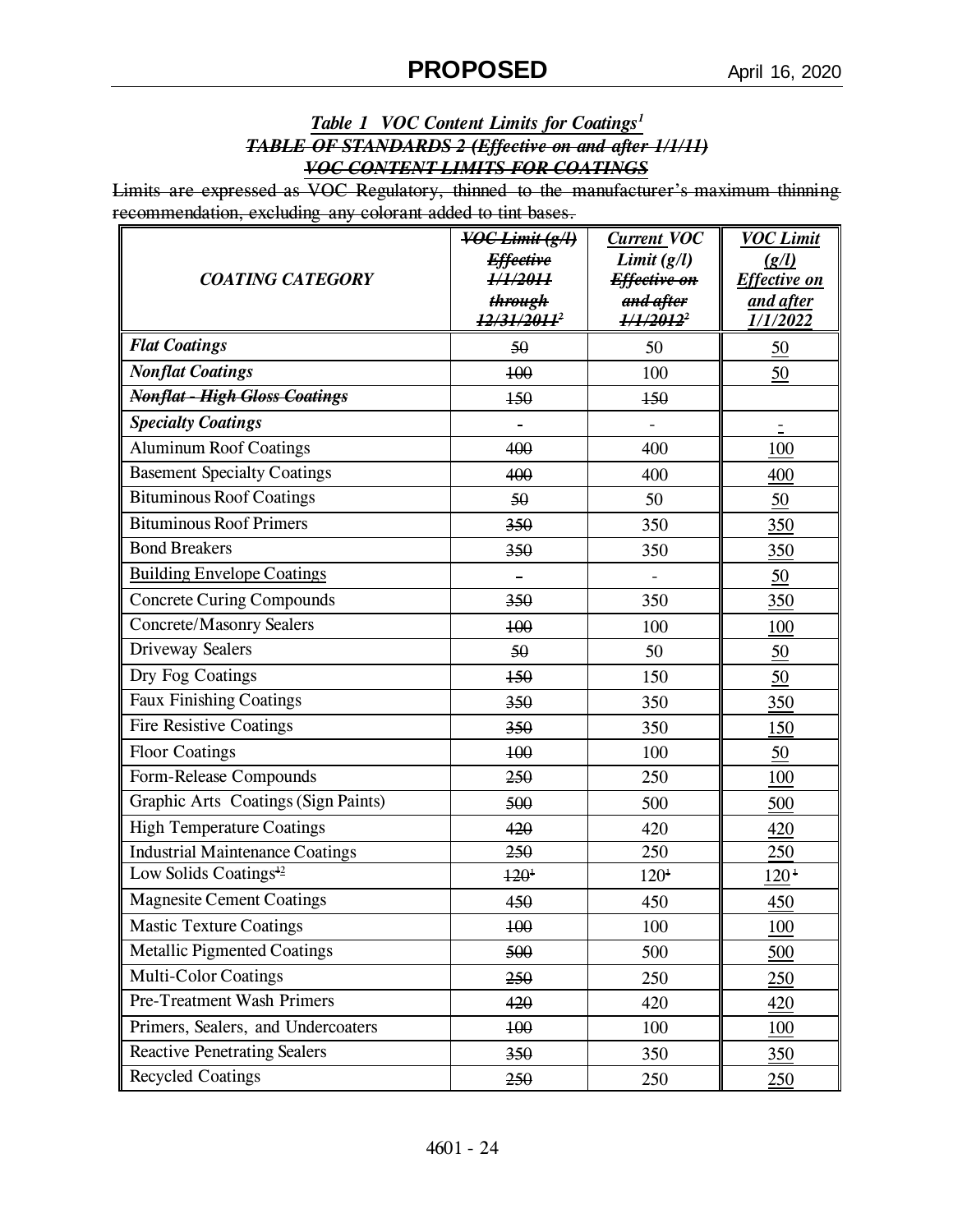PROPOSED April 16, 2020

***Table 1 VOC Content Limits for Coatings[1]***

~~***TABLE OF STANDARDS 2 (Effective on and after 1/1/11)***~~

~~***VOC CONTENT LIMITS FOR COATINGS***~~

~~Limits are expressed as VOC Regulatory, thinned to the manufacturer's maximum thinning recommendation, excluding any colorant added to tint bases.~~

| *COATING CATEGORY* | ~~*VOC Limit (g/l) Effective 1/1/2011 through 12/31/2011[2]*~~ | *Current VOC Limit (g/l)* ~~*Effective on and after 1/1/2012[2]*~~ | *VOC Limit (g/l) Effective on and after 1/1/2022* |
|---|---|---|---|
| ***Flat Coatings*** | ~~50~~ | 50 | 50 |
| ***Nonflat Coatings*** | ~~100~~ | 100 | 50 |
| ~~***Nonflat - High Gloss Coatings***~~ | ~~150~~ | ~~150~~ | |
| ***Specialty Coatings*** | - | - | - |
| Aluminum Roof Coatings | ~~400~~ | 400 | 100 |
| Basement Specialty Coatings | ~~400~~ | 400 | 400 |
| Bituminous Roof Coatings | ~~50~~ | 50 | 50 |
| Bituminous Roof Primers | ~~350~~ | 350 | 350 |
| Bond Breakers | ~~350~~ | 350 | 350 |
| Building Envelope Coatings | - | - | 50 |
| Concrete Curing Compounds | ~~350~~ | 350 | 350 |
| Concrete/Masonry Sealers | ~~100~~ | 100 | 100 |
| Driveway Sealers | ~~50~~ | 50 | 50 |
| Dry Fog Coatings | ~~150~~ | 150 | 50 |
| Faux Finishing Coatings | ~~350~~ | 350 | 350 |
| Fire Resistive Coatings | ~~350~~ | 350 | 150 |
| Floor Coatings | ~~100~~ | 100 | 50 |
| Form-Release Compounds | ~~250~~ | 250 | 100 |
| Graphic Arts Coatings (Sign Paints) | ~~500~~ | 500 | 500 |
| High Temperature Coatings | ~~420~~ | 420 | 420 |
| Industrial Maintenance Coatings | ~~250~~ | 250 | 250 |
| Low Solids Coatings~~[1]~~[2] | ~~120[1]~~ | 120~~[1]~~ | 120~~[1]~~ |
| Magnesite Cement Coatings | ~~450~~ | 450 | 450 |
| Mastic Texture Coatings | ~~100~~ | 100 | 100 |
| Metallic Pigmented Coatings | ~~500~~ | 500 | 500 |
| Multi-Color Coatings | ~~250~~ | 250 | 250 |
| Pre-Treatment Wash Primers | ~~420~~ | 420 | 420 |
| Primers, Sealers, and Undercoaters | ~~100~~ | 100 | 100 |
| Reactive Penetrating Sealers | ~~350~~ | 350 | 350 |
| Recycled Coatings | ~~250~~ | 250 | 250 |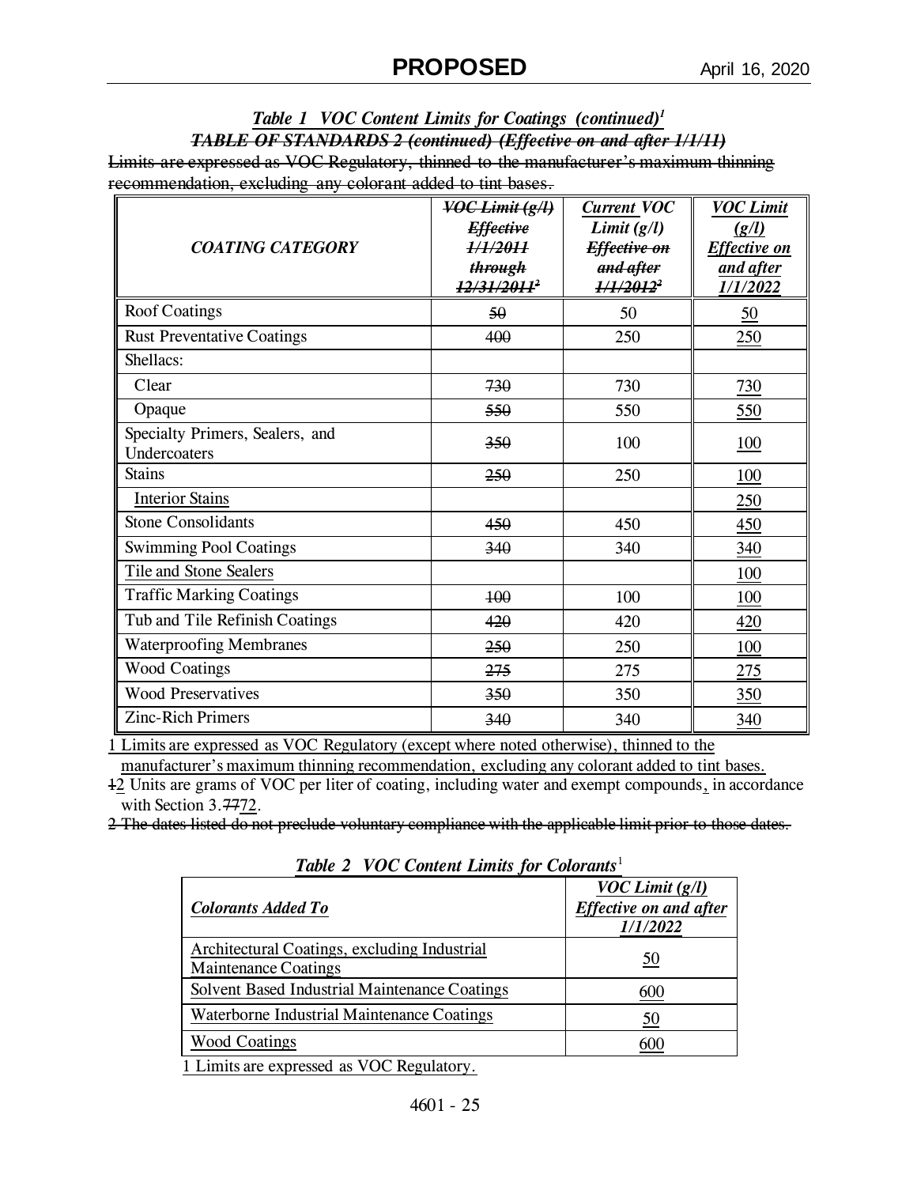*Table 1 VOC Content Limits for Coatings (continued)[1]*

~~*TABLE OF STANDARDS 2 (continued) (Effective on and after 1/1/11)*~~

~~Limits are expressed as VOC Regulatory, thinned to the manufacturer's maximum thinning recommendation, excluding any colorant added to tint bases.~~

| *COATING CATEGORY* | ~~*VOC Limit (g/l) Effective 1/1/2011 through 12/31/2011*~~[2] | *Current VOC Limit (g/l)* ~~*Effective on and after 1/1/2012*~~[2] | *VOC Limit (g/l) Effective on and after 1/1/2022* |
|---|---|---|---|
| Roof Coatings | ~~50~~ | 50 | 50 |
| Rust Preventative Coatings | ~~400~~ | 250 | 250 |
| Shellacs: | | | |
| Clear | ~~730~~ | 730 | 730 |
| Opaque | ~~550~~ | 550 | 550 |
| Specialty Primers, Sealers, and Undercoaters | ~~350~~ | 100 | 100 |
| Stains | ~~250~~ | 250 | 100 |
| Interior Stains | | | 250 |
| Stone Consolidants | ~~450~~ | 450 | 450 |
| Swimming Pool Coatings | ~~340~~ | 340 | 340 |
| Tile and Stone Sealers | | | 100 |
| Traffic Marking Coatings | ~~100~~ | 100 | 100 |
| Tub and Tile Refinish Coatings | ~~420~~ | 420 | 420 |
| Waterproofing Membranes | ~~250~~ | 250 | 100 |
| Wood Coatings | ~~275~~ | 275 | 275 |
| Wood Preservatives | ~~350~~ | 350 | 350 |
| Zinc-Rich Primers | ~~340~~ | 340 | 340 |

1 Limits are expressed as VOC Regulatory (except where noted otherwise), thinned to the manufacturer's maximum thinning recommendation, excluding any colorant added to tint bases.

~~1~~2 Units are grams of VOC per liter of coating, including water and exempt compounds, in accordance with Section 3.~~77~~72.

~~2 The dates listed do not preclude voluntary compliance with the applicable limit prior to those dates.~~

*Table 2 VOC Content Limits for Colorants*[1]

| *Colorants Added To* | *VOC Limit (g/l) Effective on and after 1/1/2022* |
|---|---|
| Architectural Coatings, excluding Industrial Maintenance Coatings | 50 |
| Solvent Based Industrial Maintenance Coatings | 600 |
| Waterborne Industrial Maintenance Coatings | 50 |
| Wood Coatings | 600 |

1 Limits are expressed as VOC Regulatory.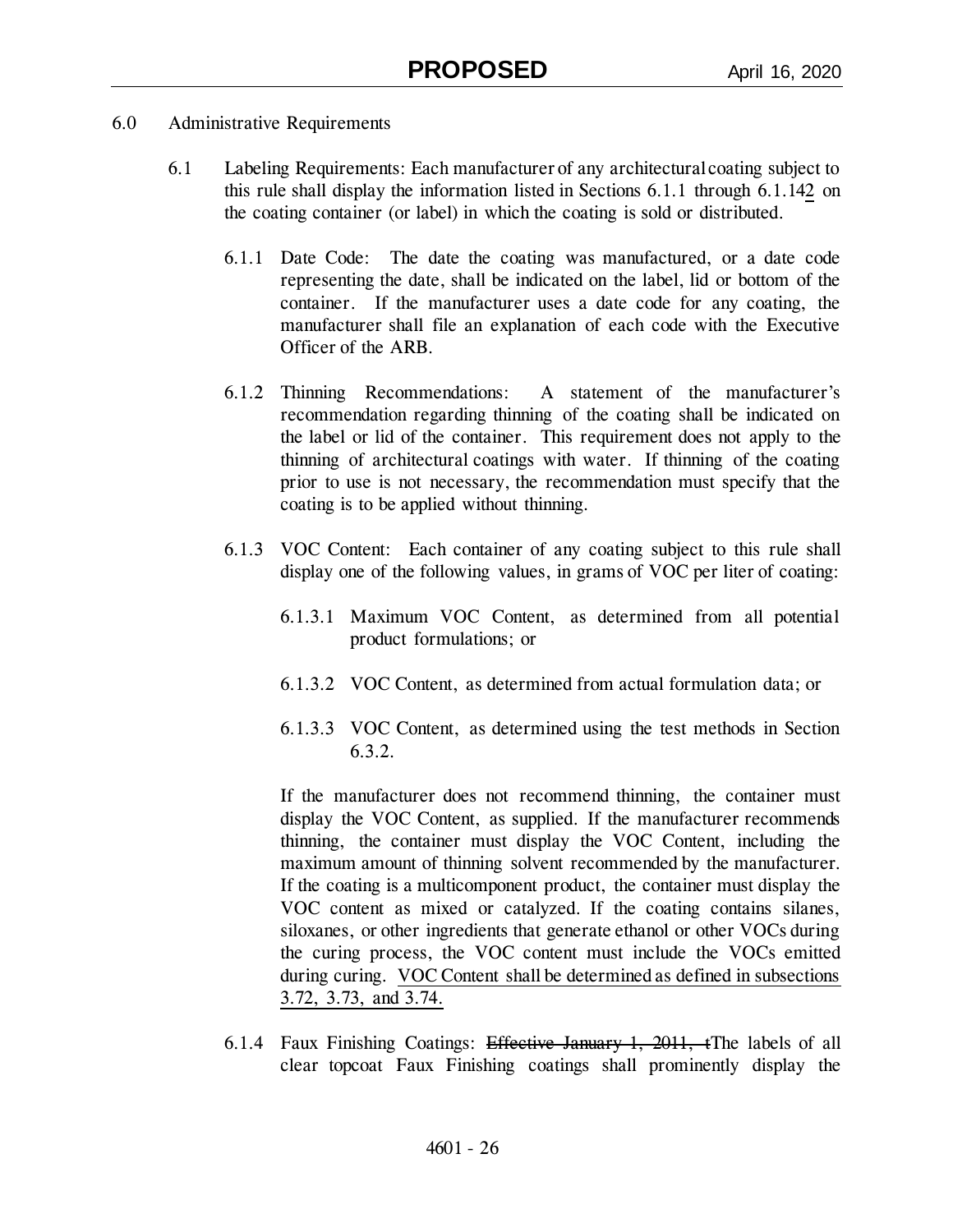6.0 Administrative Requirements

6.1 Labeling Requirements: Each manufacturer of any architectural coating subject to this rule shall display the information listed in Sections 6.1.1 through 6.1.14<u>2</u> on the coating container (or label) in which the coating is sold or distributed.

6.1.1 Date Code: The date the coating was manufactured, or a date code representing the date, shall be indicated on the label, lid or bottom of the container. If the manufacturer uses a date code for any coating, the manufacturer shall file an explanation of each code with the Executive Officer of the ARB.

6.1.2 Thinning Recommendations: A statement of the manufacturer's recommendation regarding thinning of the coating shall be indicated on the label or lid of the container. This requirement does not apply to the thinning of architectural coatings with water. If thinning of the coating prior to use is not necessary, the recommendation must specify that the coating is to be applied without thinning.

6.1.3 VOC Content: Each container of any coating subject to this rule shall display one of the following values, in grams of VOC per liter of coating:

6.1.3.1 Maximum VOC Content, as determined from all potential product formulations; or

6.1.3.2 VOC Content, as determined from actual formulation data; or

6.1.3.3 VOC Content, as determined using the test methods in Section 6.3.2.

If the manufacturer does not recommend thinning, the container must display the VOC Content, as supplied. If the manufacturer recommends thinning, the container must display the VOC Content, including the maximum amount of thinning solvent recommended by the manufacturer. If the coating is a multicomponent product, the container must display the VOC content as mixed or catalyzed. If the coating contains silanes, siloxanes, or other ingredients that generate ethanol or other VOCs during the curing process, the VOC content must include the VOCs emitted during curing. <u>VOC Content shall be determined as defined in subsections 3.72, 3.73, and 3.74.</u>

6.1.4 Faux Finishing Coatings: ~~Effective January 1, 2011, t~~The labels of all clear topcoat Faux Finishing coatings shall prominently display the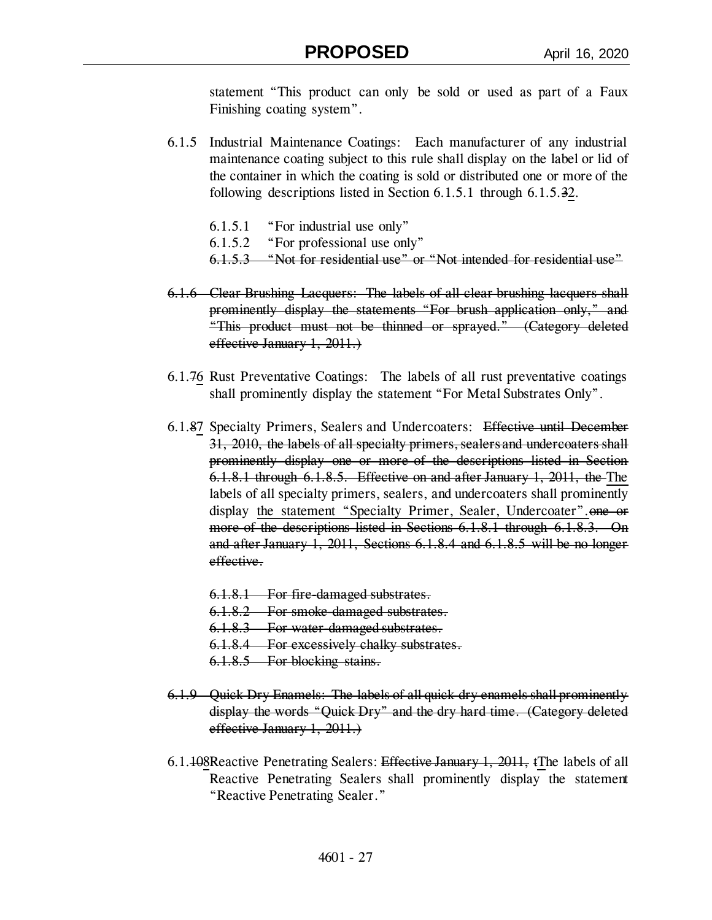statement "This product can only be sold or used as part of a Faux Finishing coating system".

6.1.5 Industrial Maintenance Coatings: Each manufacturer of any industrial maintenance coating subject to this rule shall display on the label or lid of the container in which the coating is sold or distributed one or more of the following descriptions listed in Section 6.1.5.1 through 6.1.5.~~3~~<u>2</u>.

- 6.1.5.1 "For industrial use only"
- 6.1.5.2 "For professional use only"
- ~~6.1.5.3 "Not for residential use" or "Not intended for residential use"~~

~~6.1.6 Clear Brushing Lacquers: The labels of all clear brushing lacquers shall prominently display the statements "For brush application only," and "This product must not be thinned or sprayed." (Category deleted effective January 1, 2011.)~~

6.1.~~7~~<u>6</u> Rust Preventative Coatings: The labels of all rust preventative coatings shall prominently display the statement "For Metal Substrates Only".

6.1.~~8~~<u>7</u> Specialty Primers, Sealers and Undercoaters: ~~Effective until December 31, 2010, the labels of all specialty primers, sealers and undercoaters shall prominently display one or more of the descriptions listed in Section 6.1.8.1 through 6.1.8.5. Effective on and after January 1, 2011, the~~ <u>The</u> labels of all specialty primers, sealers, and undercoaters shall prominently display <u>the statement "Specialty Primer, Sealer, Undercoater".</u>~~one or more of the descriptions listed in Sections 6.1.8.1 through 6.1.8.3. On and after January 1, 2011, Sections 6.1.8.4 and 6.1.8.5 will be no longer effective.~~

- ~~6.1.8.1 For fire-damaged substrates.~~
- ~~6.1.8.2 For smoke-damaged substrates.~~
- ~~6.1.8.3 For water-damaged substrates.~~
- ~~6.1.8.4 For excessively chalky substrates.~~
- ~~6.1.8.5 For blocking stains.~~

~~6.1.9 Quick Dry Enamels: The labels of all quick dry enamels shall prominently display the words "Quick Dry" and the dry hard time. (Category deleted effective January 1, 2011.)~~

6.1.~~10~~<u>8</u>Reactive Penetrating Sealers: ~~Effective January 1, 2011, t~~<u>T</u>he labels of all Reactive Penetrating Sealers shall prominently display the statement "Reactive Penetrating Sealer."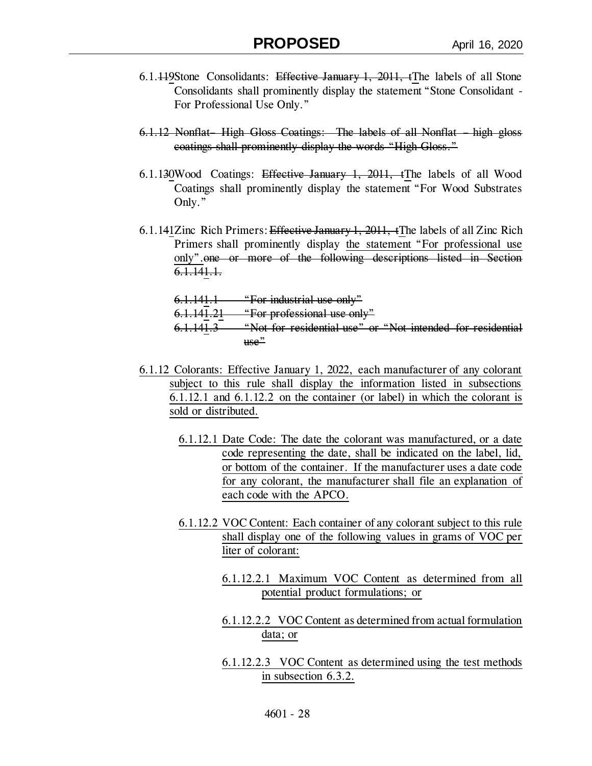6.1.~~11~~9Stone Consolidants: ~~Effective January 1, 2011, t~~The labels of all Stone Consolidants shall prominently display the statement "Stone Consolidant - For Professional Use Only."

~~6.1.12 Nonflat– High Gloss Coatings: The labels of all Nonflat – high gloss coatings shall prominently display the words "High Gloss."~~

6.1.1~~3~~0Wood Coatings: ~~Effective January 1, 2011, t~~The labels of all Wood Coatings shall prominently display the statement "For Wood Substrates Only."

6.1.1~~4~~1Zinc Rich Primers: ~~Effective January 1, 2011, t~~The labels of all Zinc Rich Primers shall prominently display the statement "For professional use only". ~~one or more of the following descriptions listed in Section 6.1.141.1.~~

~~6.1.141.1 "For industrial use only"~~
~~6.1.141.21 "For professional use only"~~
~~6.1.141.3 "Not for residential use" or "Not intended for residential use"~~

6.1.12 Colorants: Effective January 1, 2022, each manufacturer of any colorant subject to this rule shall display the information listed in subsections 6.1.12.1 and 6.1.12.2 on the container (or label) in which the colorant is sold or distributed.

6.1.12.1 Date Code: The date the colorant was manufactured, or a date code representing the date, shall be indicated on the label, lid, or bottom of the container. If the manufacturer uses a date code for any colorant, the manufacturer shall file an explanation of each code with the APCO.

6.1.12.2 VOC Content: Each container of any colorant subject to this rule shall display one of the following values in grams of VOC per liter of colorant:

6.1.12.2.1 Maximum VOC Content as determined from all potential product formulations; or

6.1.12.2.2 VOC Content as determined from actual formulation data; or

6.1.12.2.3 VOC Content as determined using the test methods in subsection 6.3.2.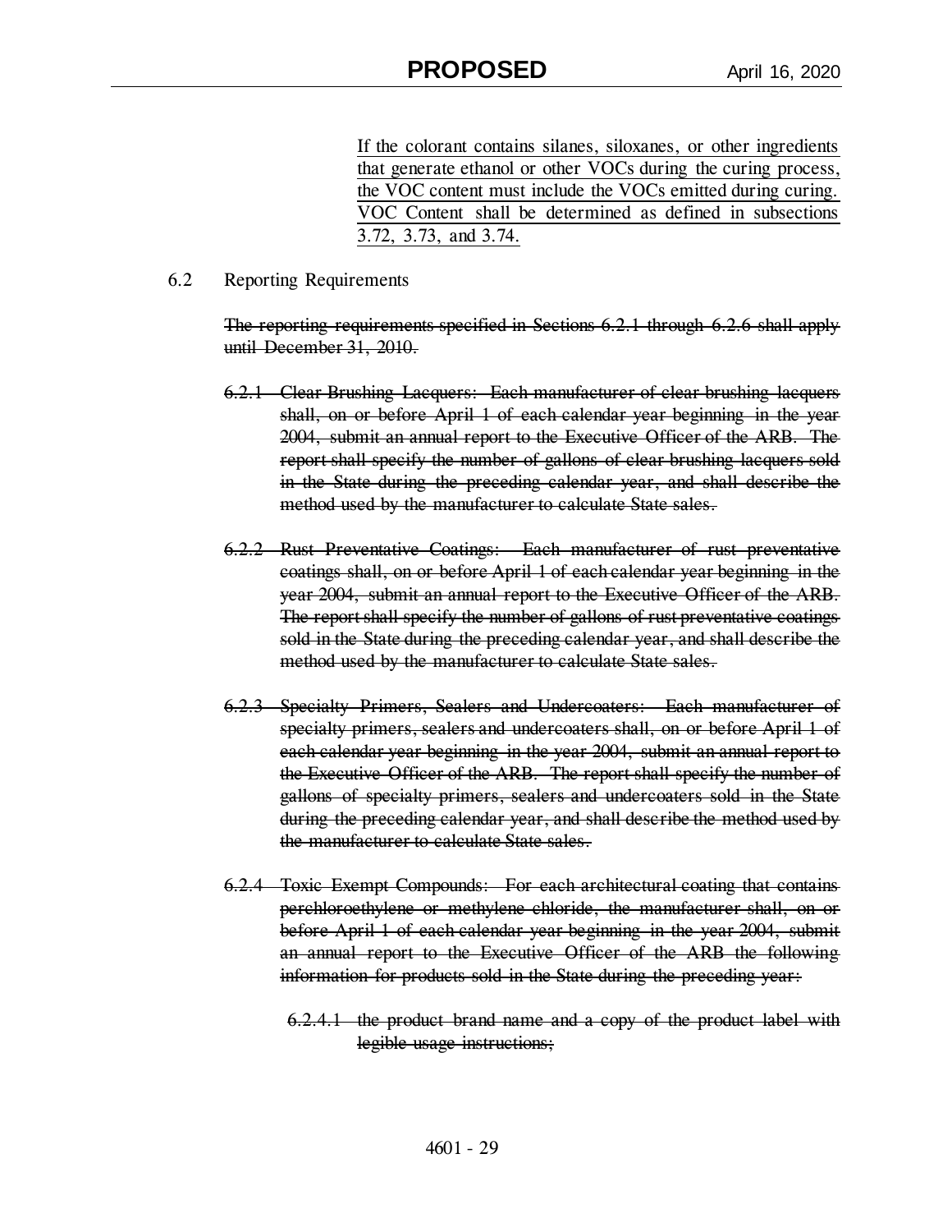<u>If the colorant contains silanes, siloxanes, or other ingredients that generate ethanol or other VOCs during the curing process, the VOC content must include the VOCs emitted during curing. VOC Content shall be determined as defined in subsections 3.72, 3.73, and 3.74.</u>

6.2 Reporting Requirements

~~The reporting requirements specified in Sections 6.2.1 through 6.2.6 shall apply until December 31, 2010.~~

~~6.2.1 Clear Brushing Lacquers: Each manufacturer of clear brushing lacquers shall, on or before April 1 of each calendar year beginning in the year 2004, submit an annual report to the Executive Officer of the ARB. The report shall specify the number of gallons of clear brushing lacquers sold in the State during the preceding calendar year, and shall describe the method used by the manufacturer to calculate State sales.~~

~~6.2.2 Rust Preventative Coatings: Each manufacturer of rust preventative coatings shall, on or before April 1 of each calendar year beginning in the year 2004, submit an annual report to the Executive Officer of the ARB. The report shall specify the number of gallons of rust preventative coatings sold in the State during the preceding calendar year, and shall describe the method used by the manufacturer to calculate State sales.~~

~~6.2.3 Specialty Primers, Sealers and Undercoaters: Each manufacturer of specialty primers, sealers and undercoaters shall, on or before April 1 of each calendar year beginning in the year 2004, submit an annual report to the Executive Officer of the ARB. The report shall specify the number of gallons of specialty primers, sealers and undercoaters sold in the State during the preceding calendar year, and shall describe the method used by the manufacturer to calculate State sales.~~

~~6.2.4 Toxic Exempt Compounds: For each architectural coating that contains perchloroethylene or methylene chloride, the manufacturer shall, on or before April 1 of each calendar year beginning in the year 2004, submit an annual report to the Executive Officer of the ARB the following information for products sold in the State during the preceding year:~~

~~6.2.4.1 the product brand name and a copy of the product label with legible usage instructions;~~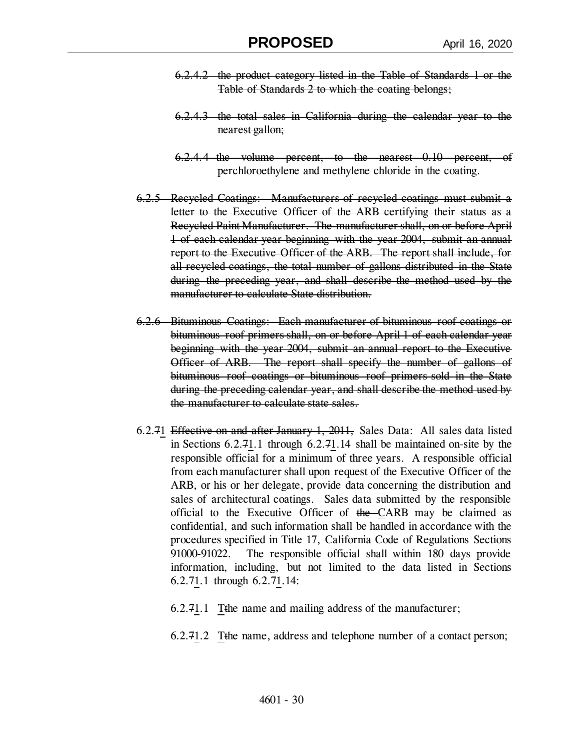~~6.2.4.2 the product category listed in the Table of Standards 1 or the Table of Standards 2 to which the coating belongs;~~

~~6.2.4.3 the total sales in California during the calendar year to the nearest gallon;~~

~~6.2.4.4 the volume percent, to the nearest 0.10 percent, of perchloroethylene and methylene chloride in the coating.~~

~~6.2.5 Recycled Coatings: Manufacturers of recycled coatings must submit a letter to the Executive Officer of the ARB certifying their status as a Recycled Paint Manufacturer. The manufacturer shall, on or before April 1 of each calendar year beginning with the year 2004, submit an annual report to the Executive Officer of the ARB. The report shall include, for all recycled coatings, the total number of gallons distributed in the State during the preceding year, and shall describe the method used by the manufacturer to calculate State distribution.~~

~~6.2.6 Bituminous Coatings: Each manufacturer of bituminous roof coatings or bituminous roof primers shall, on or before April 1 of each calendar year beginning with the year 2004, submit an annual report to the Executive Officer of ARB. The report shall specify the number of gallons of bituminous roof coatings or bituminous roof primers sold in the State during the preceding calendar year, and shall describe the method used by the manufacturer to calculate state sales.~~

6.2.~~7~~<u>1</u> ~~Effective on and after January 1, 2011,~~ Sales Data: All sales data listed in Sections 6.2.~~7~~<u>1</u>.1 through 6.2.~~7~~<u>1</u>.14 shall be maintained on-site by the responsible official for a minimum of three years. A responsible official from each manufacturer shall upon request of the Executive Officer of the ARB, or his or her delegate, provide data concerning the distribution and sales of architectural coatings. Sales data submitted by the responsible official to the Executive Officer of ~~the~~ <u>C</u>ARB may be claimed as confidential, and such information shall be handled in accordance with the procedures specified in Title 17, California Code of Regulations Sections 91000-91022. The responsible official shall within 180 days provide information, including, but not limited to the data listed in Sections 6.2.~~7~~<u>1</u>.1 through 6.2.~~7~~<u>1</u>.14:

6.2.~~7~~<u>1</u>.1 <u>T</u>~~t~~he name and mailing address of the manufacturer;

6.2.~~7~~<u>1</u>.2 <u>T</u>~~t~~he name, address and telephone number of a contact person;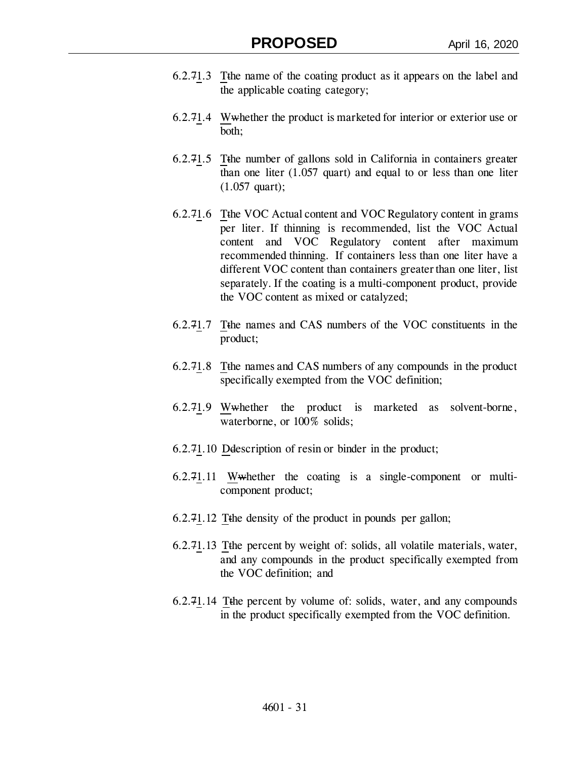6.2.71.3 Tthe name of the coating product as it appears on the label and the applicable coating category;

6.2.71.4 Wwhether the product is marketed for interior or exterior use or both;

6.2.71.5 Tthe number of gallons sold in California in containers greater than one liter (1.057 quart) and equal to or less than one liter (1.057 quart);

6.2.71.6 Tthe VOC Actual content and VOC Regulatory content in grams per liter. If thinning is recommended, list the VOC Actual content and VOC Regulatory content after maximum recommended thinning. If containers less than one liter have a different VOC content than containers greater than one liter, list separately. If the coating is a multi-component product, provide the VOC content as mixed or catalyzed;

6.2.71.7 Tthe names and CAS numbers of the VOC constituents in the product;

6.2.71.8 Tthe names and CAS numbers of any compounds in the product specifically exempted from the VOC definition;

6.2.71.9 Wwhether the product is marketed as solvent-borne, waterborne, or 100% solids;

6.2.71.10 Ddescription of resin or binder in the product;

6.2.71.11 Wwhether the coating is a single-component or multi-component product;

6.2.71.12 Tthe density of the product in pounds per gallon;

6.2.71.13 Tthe percent by weight of: solids, all volatile materials, water, and any compounds in the product specifically exempted from the VOC definition; and

6.2.71.14 Tthe percent by volume of: solids, water, and any compounds in the product specifically exempted from the VOC definition.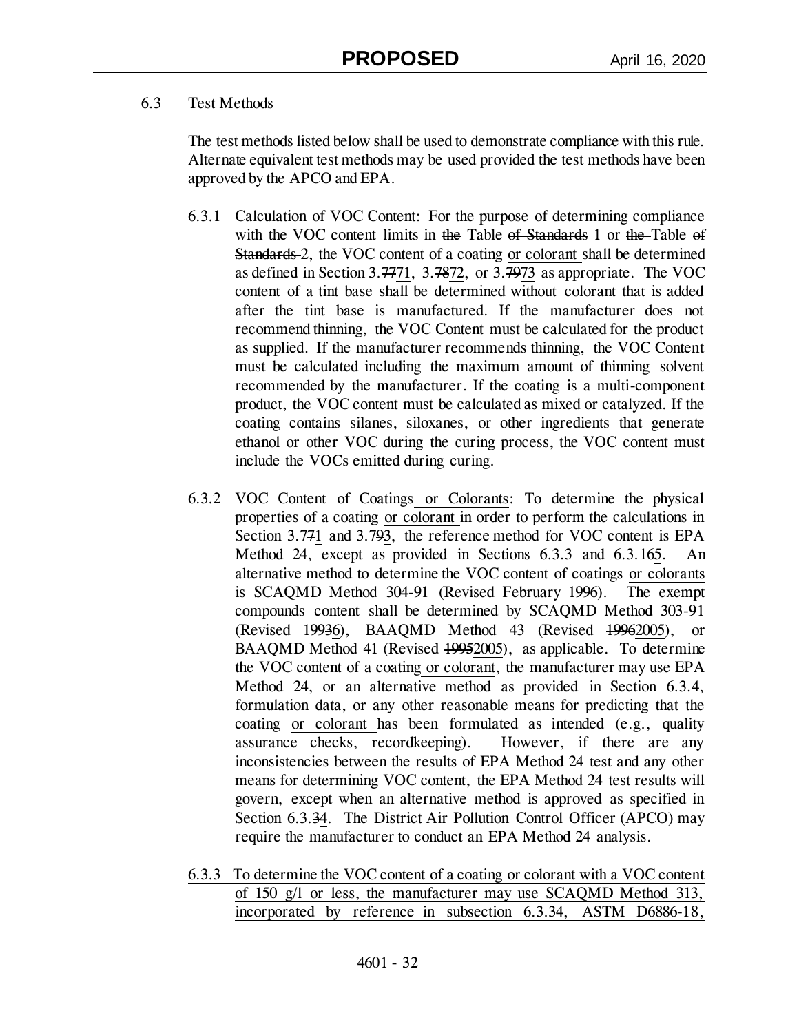6.3 Test Methods

The test methods listed below shall be used to demonstrate compliance with this rule. Alternate equivalent test methods may be used provided the test methods have been approved by the APCO and EPA.

6.3.1 Calculation of VOC Content: For the purpose of determining compliance with the VOC content limits in ~~the~~ Table ~~of Standards~~ 1 or ~~the~~ Table ~~of Standards~~ 2, the VOC content of a coating <u>or colorant</u> shall be determined as defined in Section 3.~~77~~<u>71</u>, 3.~~78~~<u>72</u>, or 3.~~79~~<u>73</u> as appropriate. The VOC content of a tint base shall be determined without colorant that is added after the tint base is manufactured. If the manufacturer does not recommend thinning, the VOC Content must be calculated for the product as supplied. If the manufacturer recommends thinning, the VOC Content must be calculated including the maximum amount of thinning solvent recommended by the manufacturer. If the coating is a multi-component product, the VOC content must be calculated as mixed or catalyzed. If the coating contains silanes, siloxanes, or other ingredients that generate ethanol or other VOC during the curing process, the VOC content must include the VOCs emitted during curing.

6.3.2 VOC Content of Coatings <u>or Colorants</u>: To determine the physical properties of a coating <u>or colorant</u> in order to perform the calculations in Section 3.7~~7~~<u>1</u> and 3.7~~9~~<u>3</u>, the reference method for VOC content is EPA Method 24, except as provided in Sections 6.3.3 and 6.3.1~~6~~<u>5</u>. An alternative method to determine the VOC content of coatings <u>or colorants</u> is SCAQMD Method 304-91 (Revised February 1996). The exempt compounds content shall be determined by SCAQMD Method 303-91 (Revised 199~~3~~<u>6</u>), BAAQMD Method 43 (Revised ~~1996~~<u>2005</u>), or BAAQMD Method 41 (Revised ~~1995~~<u>2005</u>), as applicable. To determine the VOC content of a coating <u>or colorant</u>, the manufacturer may use EPA Method 24, or an alternative method as provided in Section 6.3.4, formulation data, or any other reasonable means for predicting that the coating <u>or colorant</u> has been formulated as intended (e.g., quality assurance checks, recordkeeping). However, if there are any inconsistencies between the results of EPA Method 24 test and any other means for determining VOC content, the EPA Method 24 test results will govern, except when an alternative method is approved as specified in Section 6.3.~~3~~<u>4</u>. The District Air Pollution Control Officer (APCO) may require the manufacturer to conduct an EPA Method 24 analysis.

<u>6.3.3 To determine the VOC content of a coating or colorant with a VOC content of 150 g/l or less, the manufacturer may use SCAQMD Method 313, incorporated by reference in subsection 6.3.34, ASTM D6886-18,</u>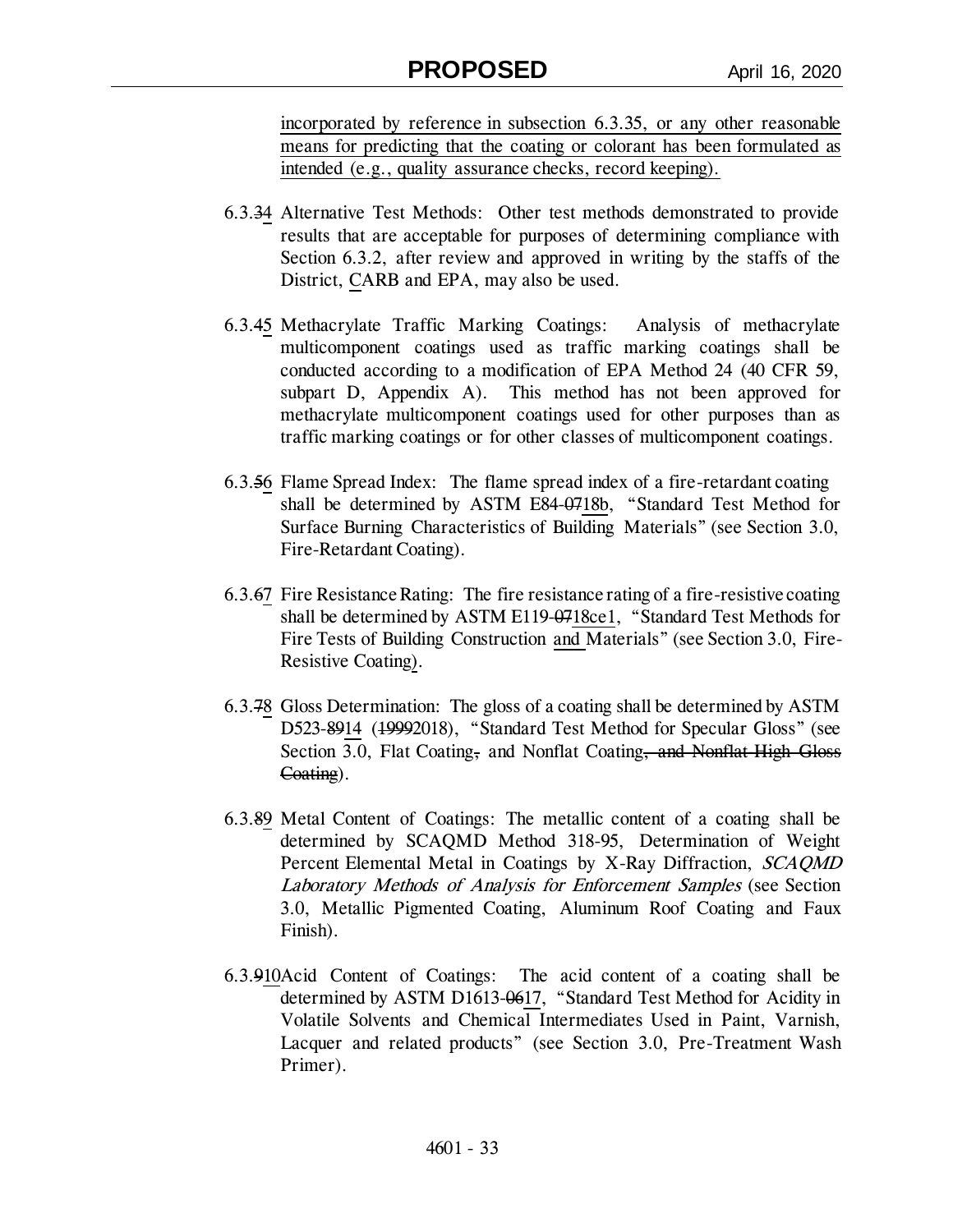<u>incorporated by reference in subsection 6.3.35, or any other reasonable means for predicting that the coating or colorant has been formulated as intended (e.g., quality assurance checks, record keeping).</u>

6.3.~~3~~<u>4</u> Alternative Test Methods: Other test methods demonstrated to provide results that are acceptable for purposes of determining compliance with Section 6.3.2, after review and approved in writing by the staffs of the District, <u>C</u>ARB and EPA, may also be used.

6.3.~~4~~<u>5</u> Methacrylate Traffic Marking Coatings: Analysis of methacrylate multicomponent coatings used as traffic marking coatings shall be conducted according to a modification of EPA Method 24 (40 CFR 59, subpart D, Appendix A). This method has not been approved for methacrylate multicomponent coatings used for other purposes than as traffic marking coatings or for other classes of multicomponent coatings.

6.3.~~5~~<u>6</u> Flame Spread Index: The flame spread index of a fire-retardant coating shall be determined by ASTM E84-~~07~~<u>18b</u>, "Standard Test Method for Surface Burning Characteristics of Building Materials" (see Section 3.0, Fire-Retardant Coating).

6.3.~~6~~<u>7</u> Fire Resistance Rating: The fire resistance rating of a fire-resistive coating shall be determined by ASTM E119-~~07~~<u>18ce1</u>, "Standard Test Methods for Fire Tests of Building Construction <u>and</u> Materials" (see Section 3.0, Fire-Resistive Coating<u>)</u>.

6.3.~~7~~<u>8</u> Gloss Determination: The gloss of a coating shall be determined by ASTM D523-~~89~~<u>14</u> (~~1999~~<u>2018</u>), "Standard Test Method for Specular Gloss" (see Section 3.0, Flat Coating~~,~~ <u>and</u> Nonflat Coating~~, and Nonflat High Gloss Coating~~).

6.3.~~8~~<u>9</u> Metal Content of Coatings: The metallic content of a coating shall be determined by SCAQMD Method 318-95, Determination of Weight Percent Elemental Metal in Coatings by X-Ray Diffraction, *SCAQMD Laboratory Methods of Analysis for Enforcement Samples* (see Section 3.0, Metallic Pigmented Coating, Aluminum Roof Coating and Faux Finish).

6.3.~~9~~<u>10</u> Acid Content of Coatings: The acid content of a coating shall be determined by ASTM D1613-~~06~~<u>17</u>, "Standard Test Method for Acidity in Volatile Solvents and Chemical Intermediates Used in Paint, Varnish, Lacquer and related products" (see Section 3.0, Pre-Treatment Wash Primer).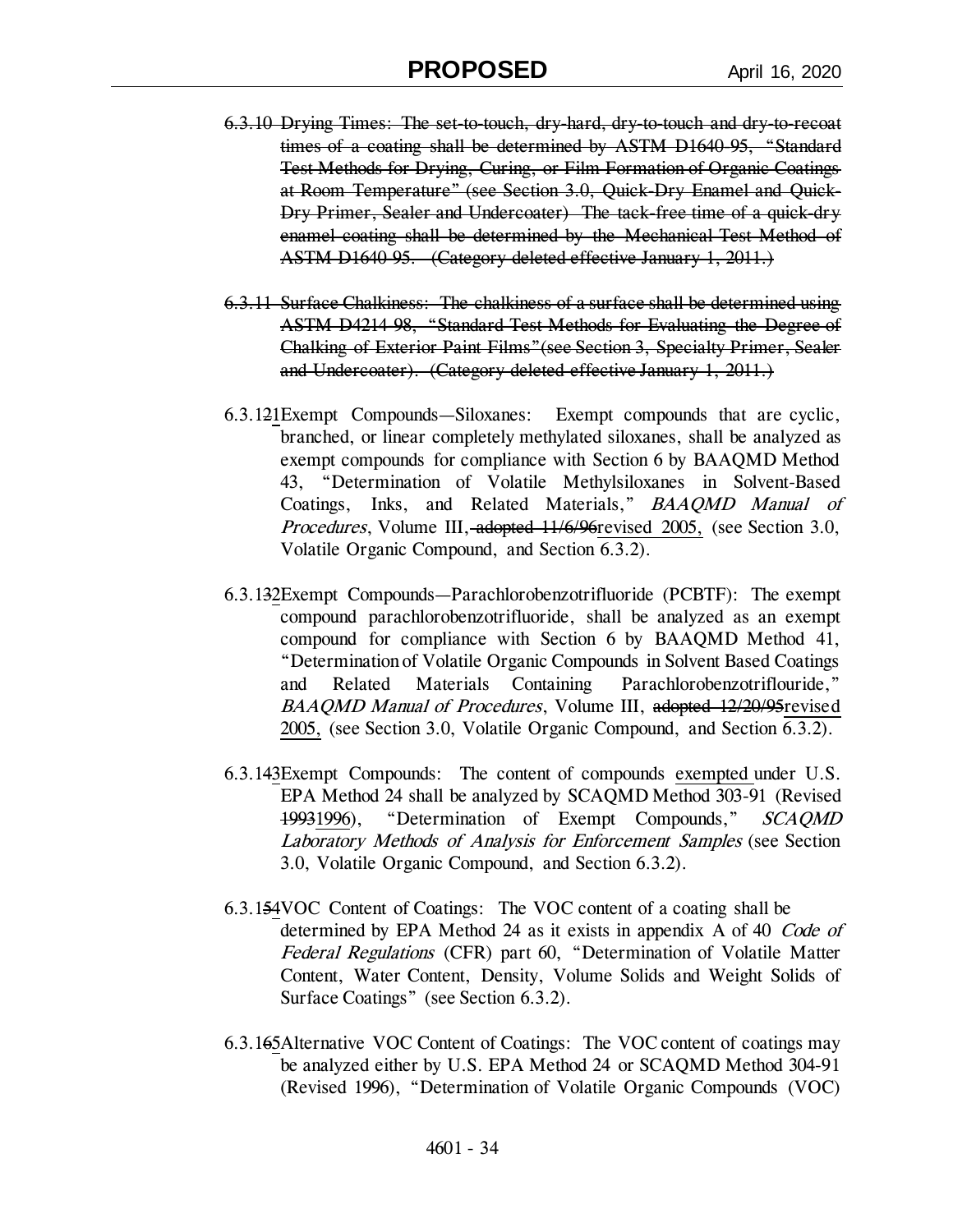~~6.3.10 Drying Times: The set-to-touch, dry-hard, dry-to-touch and dry-to-recoat times of a coating shall be determined by ASTM D1640-95, "Standard Test Methods for Drying, Curing, or Film Formation of Organic Coatings at Room Temperature" (see Section 3.0, Quick-Dry Enamel and Quick-Dry Primer, Sealer and Undercoater) The tack-free time of a quick-dry enamel coating shall be determined by the Mechanical Test Method of ASTM D1640-95. (Category deleted effective January 1, 2011.)~~

~~6.3.11 Surface Chalkiness: The chalkiness of a surface shall be determined using ASTM D4214-98, "Standard Test Methods for Evaluating the Degree of Chalking of Exterior Paint Films"(see Section 3, Specialty Primer, Sealer and Undercoater). (Category deleted effective January 1, 2011.)~~

6.3.1~~2~~<u>1</u> Exempt Compounds—Siloxanes: Exempt compounds that are cyclic, branched, or linear completely methylated siloxanes, shall be analyzed as exempt compounds for compliance with Section 6 by BAAQMD Method 43, "Determination of Volatile Methylsiloxanes in Solvent-Based Coatings, Inks, and Related Materials," *BAAQMD Manual of Procedures*, Volume III, ~~adopted 11/6/96~~<u>revised 2005,</u> (see Section 3.0, Volatile Organic Compound, and Section 6.3.2).

6.3.1~~3~~<u>2</u> Exempt Compounds—Parachlorobenzotrifluoride (PCBTF): The exempt compound parachlorobenzotrifluoride, shall be analyzed as an exempt compound for compliance with Section 6 by BAAQMD Method 41, "Determination of Volatile Organic Compounds in Solvent Based Coatings and Related Materials Containing Parachlorobenzotriflouride," *BAAQMD Manual of Procedures*, Volume III, ~~adopted 12/20/95~~<u>revised 2005,</u> (see Section 3.0, Volatile Organic Compound, and Section 6.3.2).

6.3.1~~4~~<u>3</u> Exempt Compounds: The content of compounds <u>exempted</u> under U.S. EPA Method 24 shall be analyzed by SCAQMD Method 303-91 (Revised ~~1993~~<u>1996</u>), "Determination of Exempt Compounds," *SCAQMD Laboratory Methods of Analysis for Enforcement Samples* (see Section 3.0, Volatile Organic Compound, and Section 6.3.2).

6.3.1~~5~~<u>4</u> VOC Content of Coatings: The VOC content of a coating shall be determined by EPA Method 24 as it exists in appendix A of 40 *Code of Federal Regulations* (CFR) part 60, "Determination of Volatile Matter Content, Water Content, Density, Volume Solids and Weight Solids of Surface Coatings" (see Section 6.3.2).

6.3.1~~6~~<u>5</u> Alternative VOC Content of Coatings: The VOC content of coatings may be analyzed either by U.S. EPA Method 24 or SCAQMD Method 304-91 (Revised 1996), "Determination of Volatile Organic Compounds (VOC)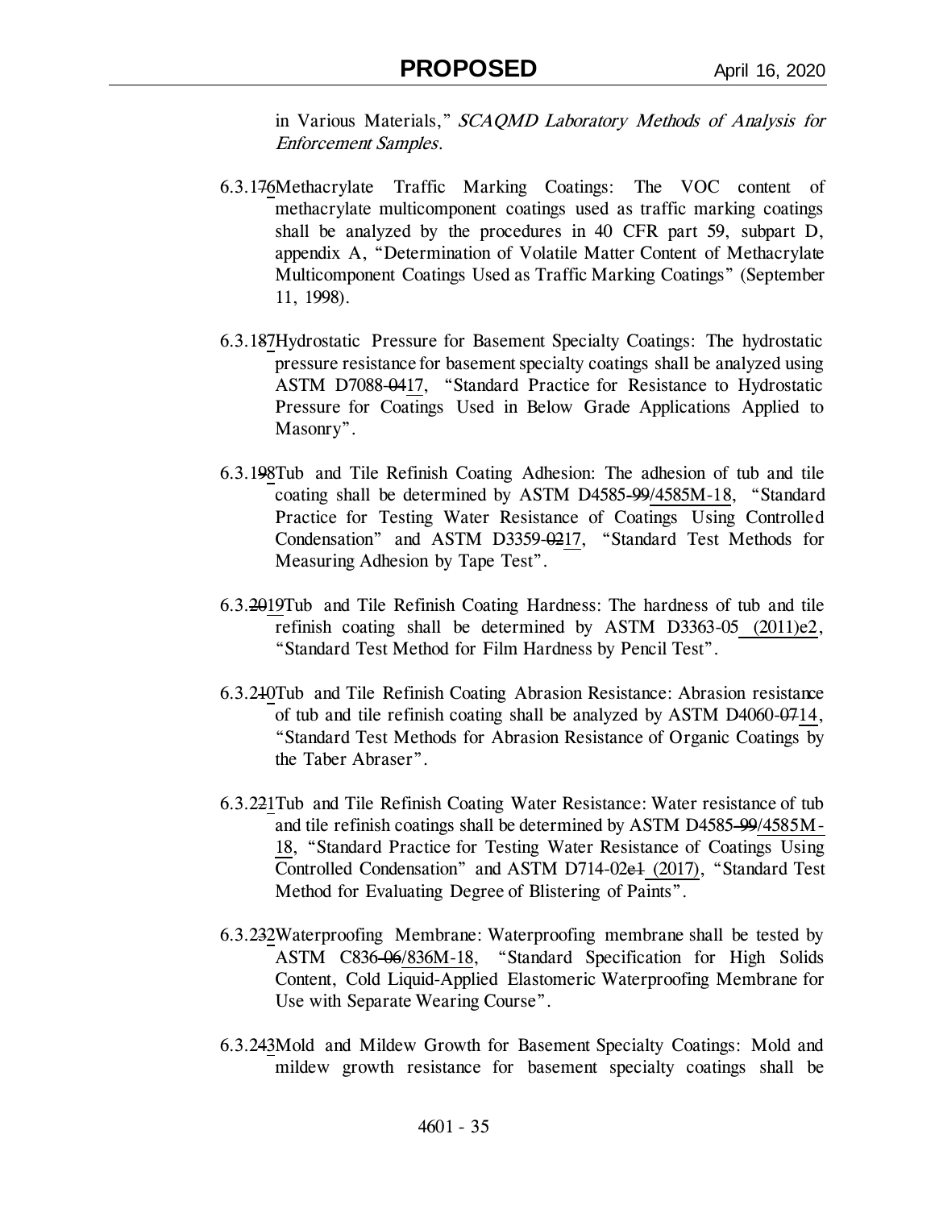in Various Materials," *SCAQMD Laboratory Methods of Analysis for Enforcement Samples*.

6.3.176Methacrylate Traffic Marking Coatings: The VOC content of methacrylate multicomponent coatings used as traffic marking coatings shall be analyzed by the procedures in 40 CFR part 59, subpart D, appendix A, "Determination of Volatile Matter Content of Methacrylate Multicomponent Coatings Used as Traffic Marking Coatings" (September 11, 1998).

6.3.187Hydrostatic Pressure for Basement Specialty Coatings: The hydrostatic pressure resistance for basement specialty coatings shall be analyzed using ASTM D7088-0417, "Standard Practice for Resistance to Hydrostatic Pressure for Coatings Used in Below Grade Applications Applied to Masonry".

6.3.198Tub and Tile Refinish Coating Adhesion: The adhesion of tub and tile coating shall be determined by ASTM D4585-99/4585M-18, "Standard Practice for Testing Water Resistance of Coatings Using Controlled Condensation" and ASTM D3359-0217, "Standard Test Methods for Measuring Adhesion by Tape Test".

6.3.2019Tub and Tile Refinish Coating Hardness: The hardness of tub and tile refinish coating shall be determined by ASTM D3363-05 (2011)e2, "Standard Test Method for Film Hardness by Pencil Test".

6.3.210Tub and Tile Refinish Coating Abrasion Resistance: Abrasion resistance of tub and tile refinish coating shall be analyzed by ASTM D4060-0714, "Standard Test Methods for Abrasion Resistance of Organic Coatings by the Taber Abraser".

6.3.221Tub and Tile Refinish Coating Water Resistance: Water resistance of tub and tile refinish coatings shall be determined by ASTM D4585-99/4585M-18, "Standard Practice for Testing Water Resistance of Coatings Using Controlled Condensation" and ASTM D714-02e1 (2017), "Standard Test Method for Evaluating Degree of Blistering of Paints".

6.3.232Waterproofing Membrane: Waterproofing membrane shall be tested by ASTM C836-06/836M-18, "Standard Specification for High Solids Content, Cold Liquid-Applied Elastomeric Waterproofing Membrane for Use with Separate Wearing Course".

6.3.243Mold and Mildew Growth for Basement Specialty Coatings: Mold and mildew growth resistance for basement specialty coatings shall be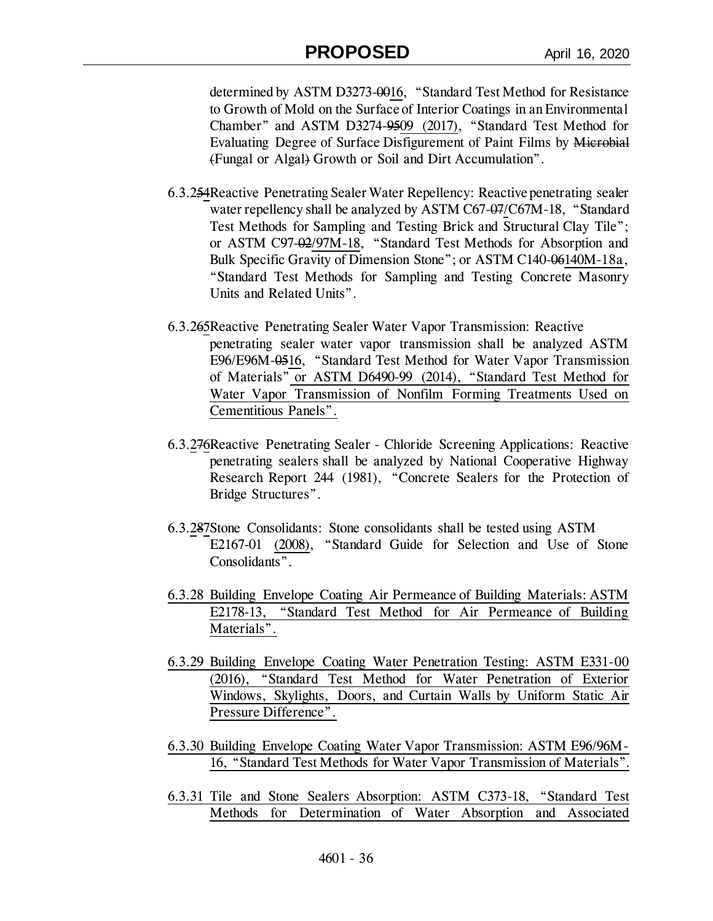determined by ASTM D3273-0016, "Standard Test Method for Resistance to Growth of Mold on the Surface of Interior Coatings in an Environmental Chamber" and ASTM D3274-9509 (2017), "Standard Test Method for Evaluating Degree of Surface Disfigurement of Paint Films by Microbial (Fungal or Algal) Growth or Soil and Dirt Accumulation".

6.3.254 Reactive Penetrating Sealer Water Repellency: Reactive penetrating sealer water repellency shall be analyzed by ASTM C67-07/C67M-18, "Standard Test Methods for Sampling and Testing Brick and Structural Clay Tile"; or ASTM C97-02/97M-18, "Standard Test Methods for Absorption and Bulk Specific Gravity of Dimension Stone"; or ASTM C140-06140M-18a, "Standard Test Methods for Sampling and Testing Concrete Masonry Units and Related Units".

6.3.265 Reactive Penetrating Sealer Water Vapor Transmission: Reactive penetrating sealer water vapor transmission shall be analyzed ASTM E96/E96M-0516, "Standard Test Method for Water Vapor Transmission of Materials" or ASTM D6490-99 (2014), "Standard Test Method for Water Vapor Transmission of Nonfilm Forming Treatments Used on Cementitious Panels".

6.3.276 Reactive Penetrating Sealer - Chloride Screening Applications: Reactive penetrating sealers shall be analyzed by National Cooperative Highway Research Report 244 (1981), "Concrete Sealers for the Protection of Bridge Structures".

6.3.287 Stone Consolidants: Stone consolidants shall be tested using ASTM E2167-01 (2008), "Standard Guide for Selection and Use of Stone Consolidants".

6.3.28 Building Envelope Coating Air Permeance of Building Materials: ASTM E2178-13, "Standard Test Method for Air Permeance of Building Materials".

6.3.29 Building Envelope Coating Water Penetration Testing: ASTM E331-00 (2016), "Standard Test Method for Water Penetration of Exterior Windows, Skylights, Doors, and Curtain Walls by Uniform Static Air Pressure Difference".

6.3.30 Building Envelope Coating Water Vapor Transmission: ASTM E96/96M-16, "Standard Test Methods for Water Vapor Transmission of Materials".

6.3.31 Tile and Stone Sealers Absorption: ASTM C373-18, "Standard Test Methods for Determination of Water Absorption and Associated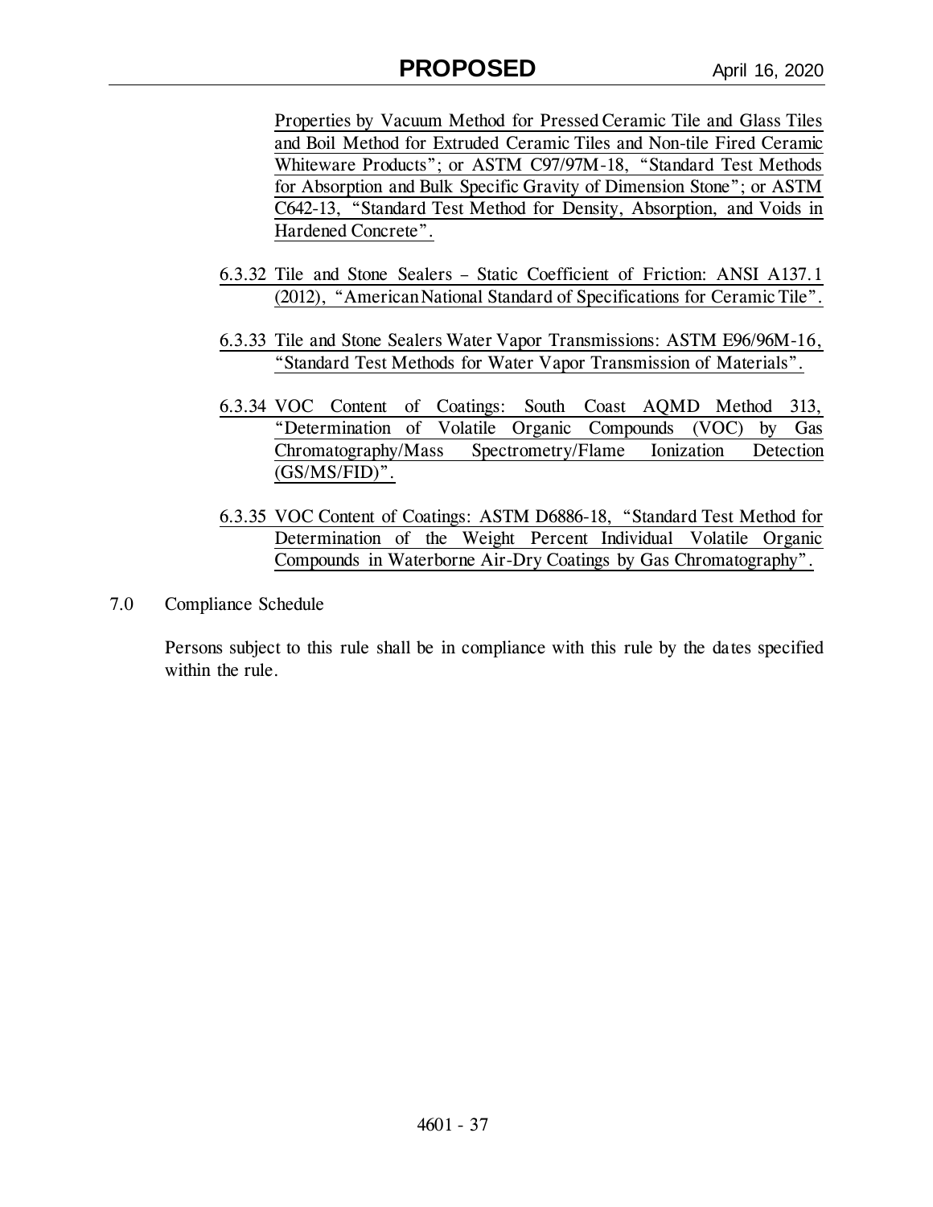Properties by Vacuum Method for Pressed Ceramic Tile and Glass Tiles and Boil Method for Extruded Ceramic Tiles and Non-tile Fired Ceramic Whiteware Products"; or ASTM C97/97M-18, "Standard Test Methods for Absorption and Bulk Specific Gravity of Dimension Stone"; or ASTM C642-13, "Standard Test Method for Density, Absorption, and Voids in Hardened Concrete".

6.3.32 Tile and Stone Sealers – Static Coefficient of Friction: ANSI A137.1 (2012), "American National Standard of Specifications for Ceramic Tile".

6.3.33 Tile and Stone Sealers Water Vapor Transmissions: ASTM E96/96M-16, "Standard Test Methods for Water Vapor Transmission of Materials".

6.3.34 VOC Content of Coatings: South Coast AQMD Method 313, "Determination of Volatile Organic Compounds (VOC) by Gas Chromatography/Mass Spectrometry/Flame Ionization Detection (GS/MS/FID)".

6.3.35 VOC Content of Coatings: ASTM D6886-18, "Standard Test Method for Determination of the Weight Percent Individual Volatile Organic Compounds in Waterborne Air-Dry Coatings by Gas Chromatography".

## 7.0 Compliance Schedule

Persons subject to this rule shall be in compliance with this rule by the dates specified within the rule.